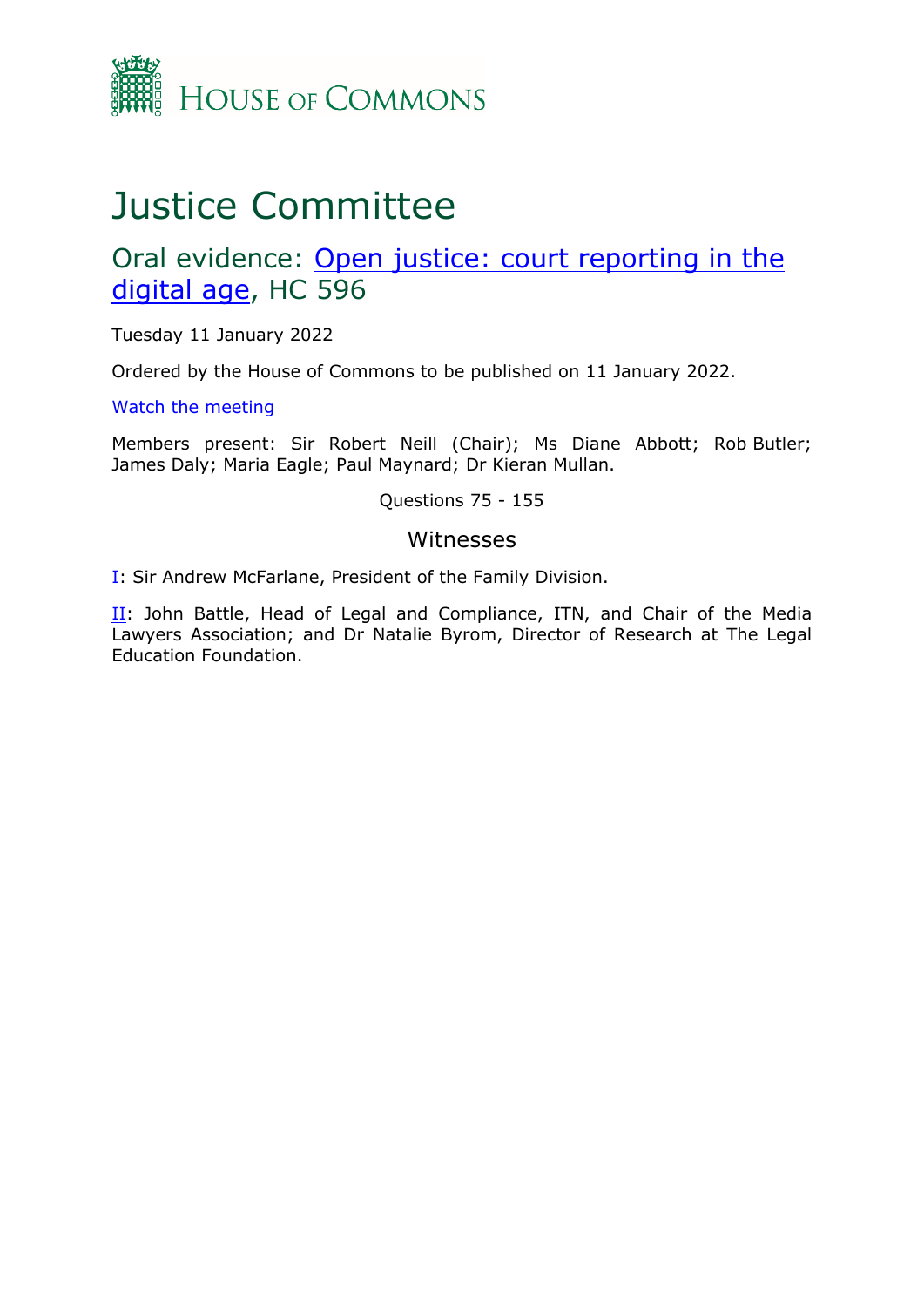HOUSE OF COMMONS

# Justice Committee

## Oral evidence: [Open justice: court reporting in the digital age](), HC 596

Tuesday 11 January 2022

Ordered by the House of Commons to be published on 11 January 2022.

[Watch the meeting]()

Members present: Sir Robert Neill (Chair); Ms Diane Abbott; Rob Butler; James Daly; Maria Eagle; Paul Maynard; Dr Kieran Mullan.

Questions 75 - 155

### Witnesses

[I](): Sir Andrew McFarlane, President of the Family Division.

[II](): John Battle, Head of Legal and Compliance, ITN, and Chair of the Media Lawyers Association; and Dr Natalie Byrom, Director of Research at The Legal Education Foundation.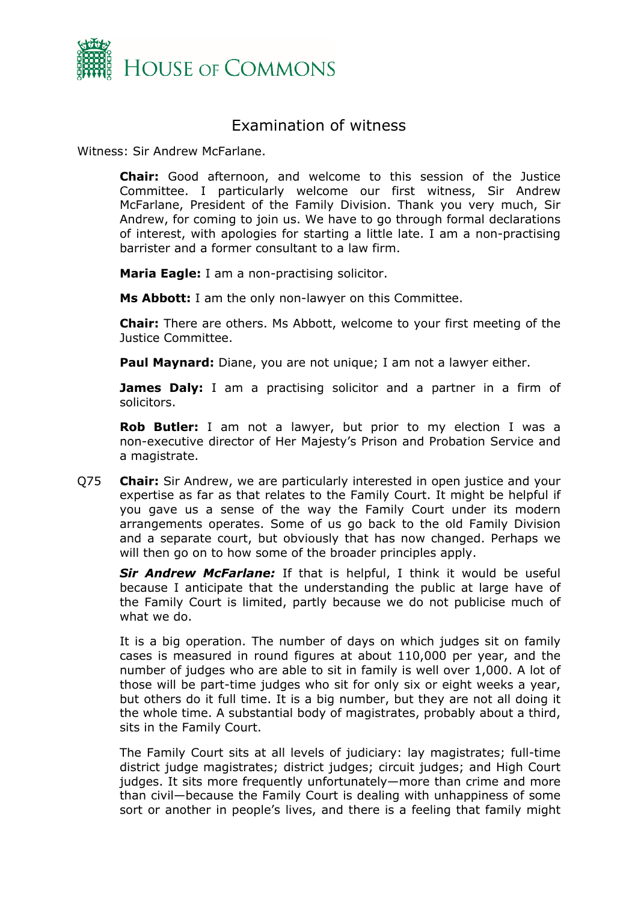# Examination of witness

Witness: Sir Andrew McFarlane.

**Chair:** Good afternoon, and welcome to this session of the Justice Committee. I particularly welcome our first witness, Sir Andrew McFarlane, President of the Family Division. Thank you very much, Sir Andrew, for coming to join us. We have to go through formal declarations of interest, with apologies for starting a little late. I am a non-practising barrister and a former consultant to a law firm.

**Maria Eagle:** I am a non-practising solicitor.

**Ms Abbott:** I am the only non-lawyer on this Committee.

**Chair:** There are others. Ms Abbott, welcome to your first meeting of the Justice Committee.

**Paul Maynard:** Diane, you are not unique; I am not a lawyer either.

**James Daly:** I am a practising solicitor and a partner in a firm of solicitors.

**Rob Butler:** I am not a lawyer, but prior to my election I was a non-executive director of Her Majesty's Prison and Probation Service and a magistrate.

Q75 **Chair:** Sir Andrew, we are particularly interested in open justice and your expertise as far as that relates to the Family Court. It might be helpful if you gave us a sense of the way the Family Court under its modern arrangements operates. Some of us go back to the old Family Division and a separate court, but obviously that has now changed. Perhaps we will then go on to how some of the broader principles apply.

***Sir Andrew McFarlane:*** If that is helpful, I think it would be useful because I anticipate that the understanding the public at large have of the Family Court is limited, partly because we do not publicise much of what we do.

It is a big operation. The number of days on which judges sit on family cases is measured in round figures at about 110,000 per year, and the number of judges who are able to sit in family is well over 1,000. A lot of those will be part-time judges who sit for only six or eight weeks a year, but others do it full time. It is a big number, but they are not all doing it the whole time. A substantial body of magistrates, probably about a third, sits in the Family Court.

The Family Court sits at all levels of judiciary: lay magistrates; full-time district judge magistrates; district judges; circuit judges; and High Court judges. It sits more frequently unfortunately—more than crime and more than civil—because the Family Court is dealing with unhappiness of some sort or another in people's lives, and there is a feeling that family might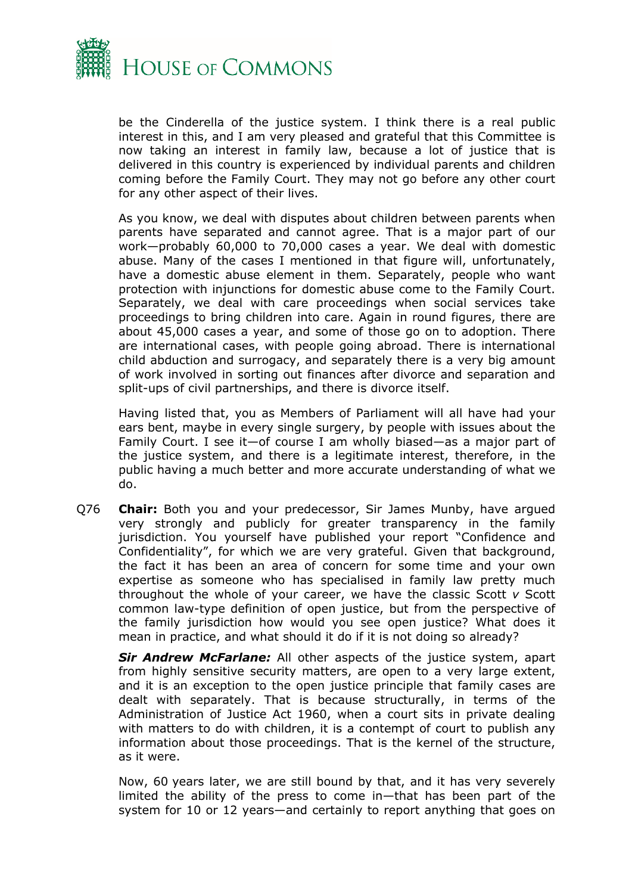be the Cinderella of the justice system. I think there is a real public interest in this, and I am very pleased and grateful that this Committee is now taking an interest in family law, because a lot of justice that is delivered in this country is experienced by individual parents and children coming before the Family Court. They may not go before any other court for any other aspect of their lives.

As you know, we deal with disputes about children between parents when parents have separated and cannot agree. That is a major part of our work—probably 60,000 to 70,000 cases a year. We deal with domestic abuse. Many of the cases I mentioned in that figure will, unfortunately, have a domestic abuse element in them. Separately, people who want protection with injunctions for domestic abuse come to the Family Court. Separately, we deal with care proceedings when social services take proceedings to bring children into care. Again in round figures, there are about 45,000 cases a year, and some of those go on to adoption. There are international cases, with people going abroad. There is international child abduction and surrogacy, and separately there is a very big amount of work involved in sorting out finances after divorce and separation and split-ups of civil partnerships, and there is divorce itself.

Having listed that, you as Members of Parliament will all have had your ears bent, maybe in every single surgery, by people with issues about the Family Court. I see it—of course I am wholly biased—as a major part of the justice system, and there is a legitimate interest, therefore, in the public having a much better and more accurate understanding of what we do.

Q76 **Chair:** Both you and your predecessor, Sir James Munby, have argued very strongly and publicly for greater transparency in the family jurisdiction. You yourself have published your report "Confidence and Confidentiality", for which we are very grateful. Given that background, the fact it has been an area of concern for some time and your own expertise as someone who has specialised in family law pretty much throughout the whole of your career, we have the classic Scott *v* Scott common law-type definition of open justice, but from the perspective of the family jurisdiction how would you see open justice? What does it mean in practice, and what should it do if it is not doing so already?

***Sir Andrew McFarlane:*** All other aspects of the justice system, apart from highly sensitive security matters, are open to a very large extent, and it is an exception to the open justice principle that family cases are dealt with separately. That is because structurally, in terms of the Administration of Justice Act 1960, when a court sits in private dealing with matters to do with children, it is a contempt of court to publish any information about those proceedings. That is the kernel of the structure, as it were.

Now, 60 years later, we are still bound by that, and it has very severely limited the ability of the press to come in—that has been part of the system for 10 or 12 years—and certainly to report anything that goes on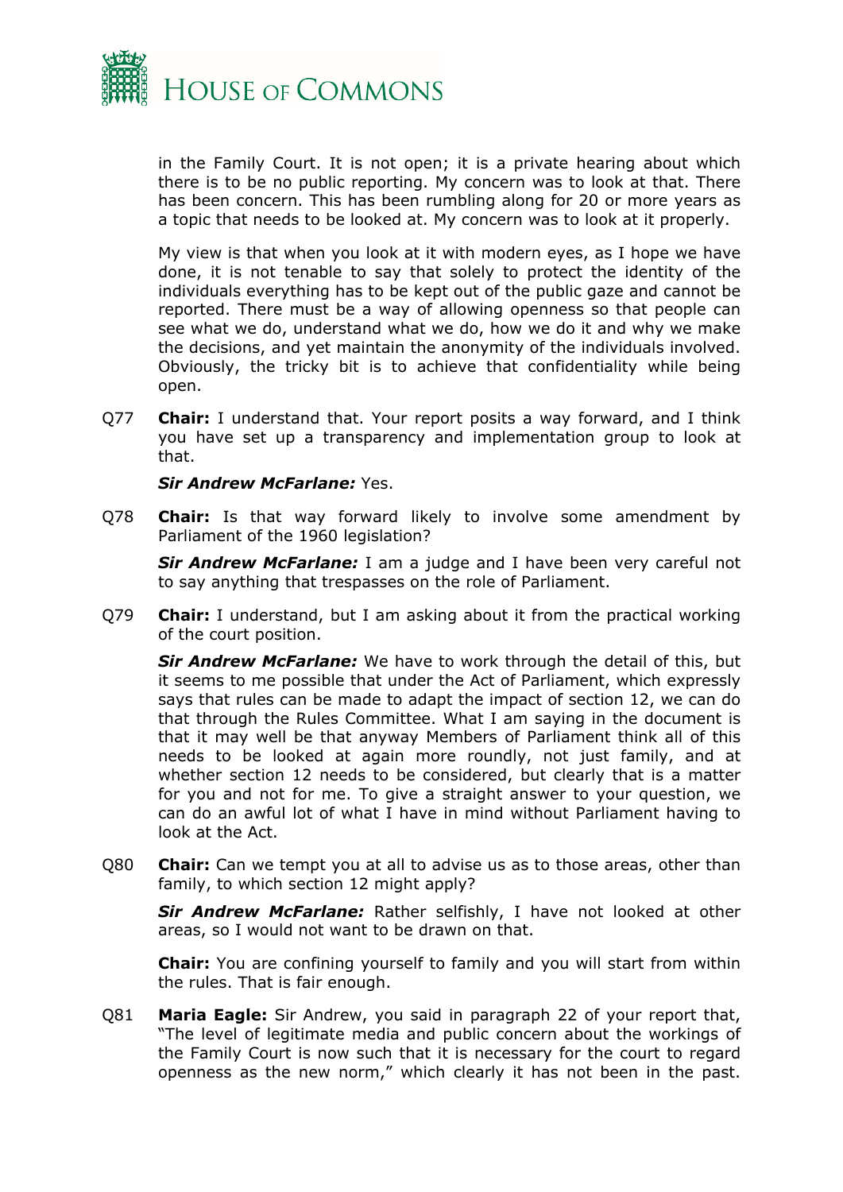in the Family Court. It is not open; it is a private hearing about which there is to be no public reporting. My concern was to look at that. There has been concern. This has been rumbling along for 20 or more years as a topic that needs to be looked at. My concern was to look at it properly.

My view is that when you look at it with modern eyes, as I hope we have done, it is not tenable to say that solely to protect the identity of the individuals everything has to be kept out of the public gaze and cannot be reported. There must be a way of allowing openness so that people can see what we do, understand what we do, how we do it and why we make the decisions, and yet maintain the anonymity of the individuals involved. Obviously, the tricky bit is to achieve that confidentiality while being open.

Q77 **Chair:** I understand that. Your report posits a way forward, and I think you have set up a transparency and implementation group to look at that.

***Sir Andrew McFarlane:*** Yes.

Q78 **Chair:** Is that way forward likely to involve some amendment by Parliament of the 1960 legislation?

***Sir Andrew McFarlane:*** I am a judge and I have been very careful not to say anything that trespasses on the role of Parliament.

Q79 **Chair:** I understand, but I am asking about it from the practical working of the court position.

***Sir Andrew McFarlane:*** We have to work through the detail of this, but it seems to me possible that under the Act of Parliament, which expressly says that rules can be made to adapt the impact of section 12, we can do that through the Rules Committee. What I am saying in the document is that it may well be that anyway Members of Parliament think all of this needs to be looked at again more roundly, not just family, and at whether section 12 needs to be considered, but clearly that is a matter for you and not for me. To give a straight answer to your question, we can do an awful lot of what I have in mind without Parliament having to look at the Act.

Q80 **Chair:** Can we tempt you at all to advise us as to those areas, other than family, to which section 12 might apply?

***Sir Andrew McFarlane:*** Rather selfishly, I have not looked at other areas, so I would not want to be drawn on that.

**Chair:** You are confining yourself to family and you will start from within the rules. That is fair enough.

Q81 **Maria Eagle:** Sir Andrew, you said in paragraph 22 of your report that, "The level of legitimate media and public concern about the workings of the Family Court is now such that it is necessary for the court to regard openness as the new norm," which clearly it has not been in the past.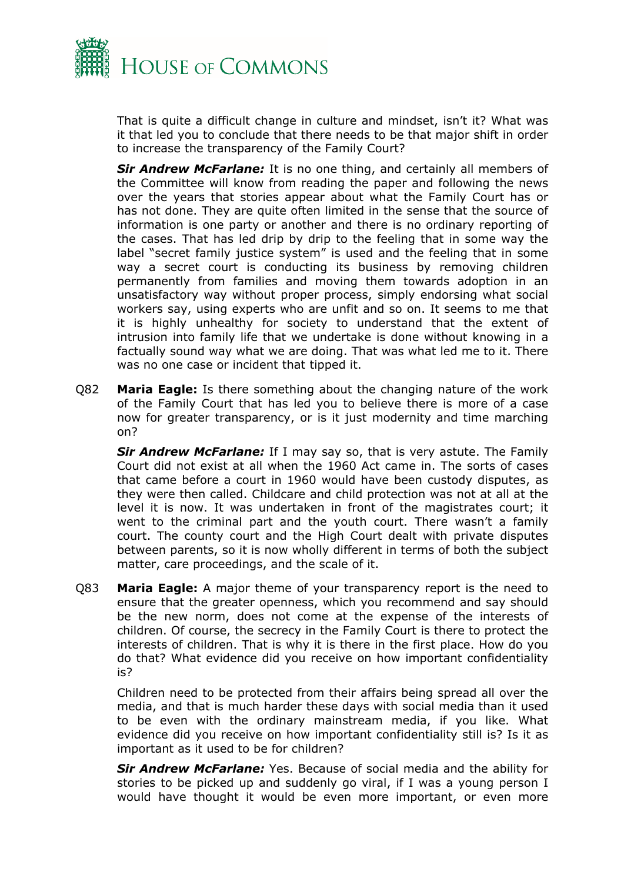That is quite a difficult change in culture and mindset, isn't it? What was it that led you to conclude that there needs to be that major shift in order to increase the transparency of the Family Court?

***Sir Andrew McFarlane:*** It is no one thing, and certainly all members of the Committee will know from reading the paper and following the news over the years that stories appear about what the Family Court has or has not done. They are quite often limited in the sense that the source of information is one party or another and there is no ordinary reporting of the cases. That has led drip by drip to the feeling that in some way the label "secret family justice system" is used and the feeling that in some way a secret court is conducting its business by removing children permanently from families and moving them towards adoption in an unsatisfactory way without proper process, simply endorsing what social workers say, using experts who are unfit and so on. It seems to me that it is highly unhealthy for society to understand that the extent of intrusion into family life that we undertake is done without knowing in a factually sound way what we are doing. That was what led me to it. There was no one case or incident that tipped it.

Q82 **Maria Eagle:** Is there something about the changing nature of the work of the Family Court that has led you to believe there is more of a case now for greater transparency, or is it just modernity and time marching on?

***Sir Andrew McFarlane:*** If I may say so, that is very astute. The Family Court did not exist at all when the 1960 Act came in. The sorts of cases that came before a court in 1960 would have been custody disputes, as they were then called. Childcare and child protection was not at all at the level it is now. It was undertaken in front of the magistrates court; it went to the criminal part and the youth court. There wasn't a family court. The county court and the High Court dealt with private disputes between parents, so it is now wholly different in terms of both the subject matter, care proceedings, and the scale of it.

Q83 **Maria Eagle:** A major theme of your transparency report is the need to ensure that the greater openness, which you recommend and say should be the new norm, does not come at the expense of the interests of children. Of course, the secrecy in the Family Court is there to protect the interests of children. That is why it is there in the first place. How do you do that? What evidence did you receive on how important confidentiality is?

Children need to be protected from their affairs being spread all over the media, and that is much harder these days with social media than it used to be even with the ordinary mainstream media, if you like. What evidence did you receive on how important confidentiality still is? Is it as important as it used to be for children?

***Sir Andrew McFarlane:*** Yes. Because of social media and the ability for stories to be picked up and suddenly go viral, if I was a young person I would have thought it would be even more important, or even more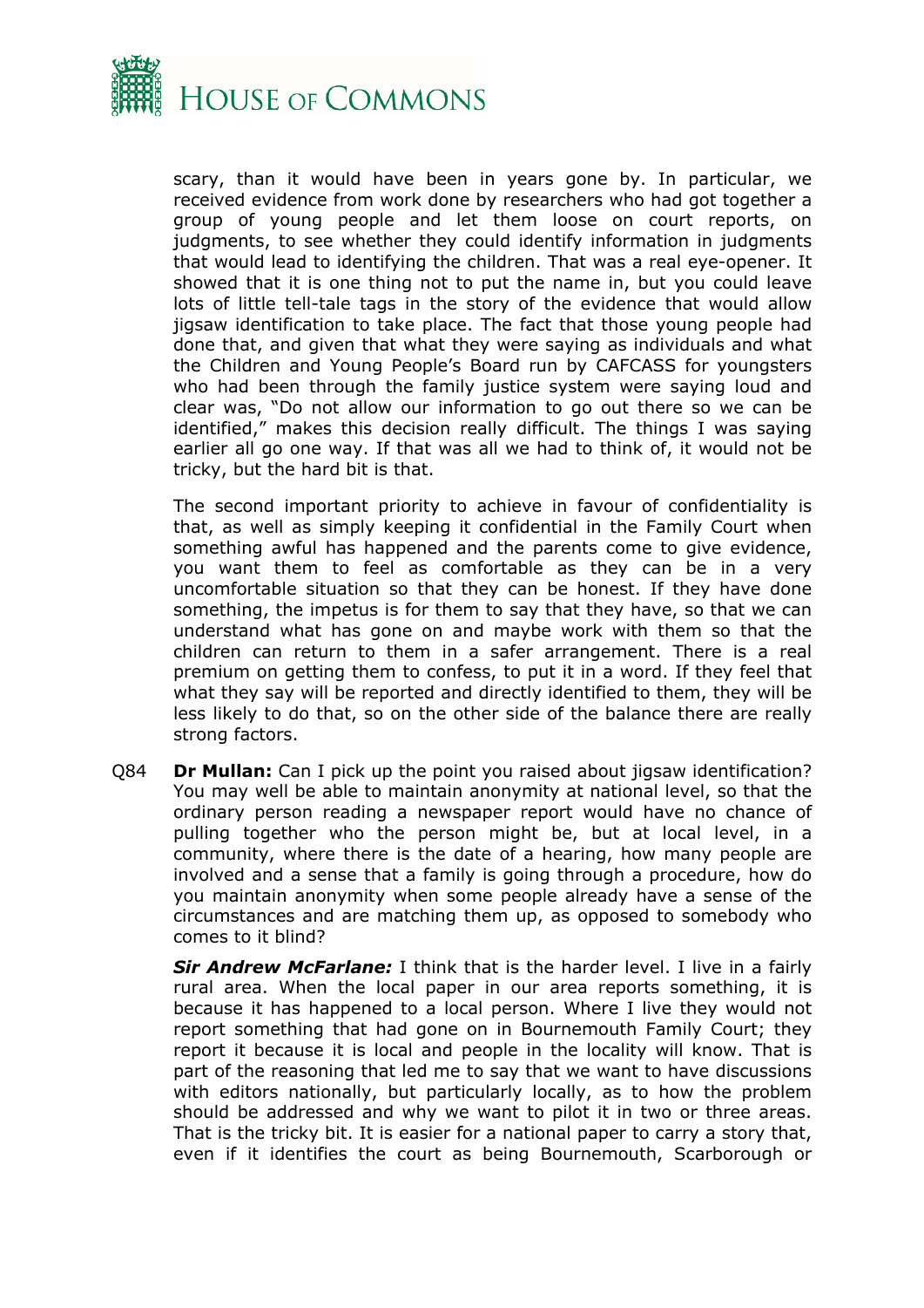scary, than it would have been in years gone by. In particular, we received evidence from work done by researchers who had got together a group of young people and let them loose on court reports, on judgments, to see whether they could identify information in judgments that would lead to identifying the children. That was a real eye-opener. It showed that it is one thing not to put the name in, but you could leave lots of little tell-tale tags in the story of the evidence that would allow jigsaw identification to take place. The fact that those young people had done that, and given that what they were saying as individuals and what the Children and Young People's Board run by CAFCASS for youngsters who had been through the family justice system were saying loud and clear was, "Do not allow our information to go out there so we can be identified," makes this decision really difficult. The things I was saying earlier all go one way. If that was all we had to think of, it would not be tricky, but the hard bit is that.

The second important priority to achieve in favour of confidentiality is that, as well as simply keeping it confidential in the Family Court when something awful has happened and the parents come to give evidence, you want them to feel as comfortable as they can be in a very uncomfortable situation so that they can be honest. If they have done something, the impetus is for them to say that they have, so that we can understand what has gone on and maybe work with them so that the children can return to them in a safer arrangement. There is a real premium on getting them to confess, to put it in a word. If they feel that what they say will be reported and directly identified to them, they will be less likely to do that, so on the other side of the balance there are really strong factors.

Q84 **Dr Mullan:** Can I pick up the point you raised about jigsaw identification? You may well be able to maintain anonymity at national level, so that the ordinary person reading a newspaper report would have no chance of pulling together who the person might be, but at local level, in a community, where there is the date of a hearing, how many people are involved and a sense that a family is going through a procedure, how do you maintain anonymity when some people already have a sense of the circumstances and are matching them up, as opposed to somebody who comes to it blind?

***Sir Andrew McFarlane:*** I think that is the harder level. I live in a fairly rural area. When the local paper in our area reports something, it is because it has happened to a local person. Where I live they would not report something that had gone on in Bournemouth Family Court; they report it because it is local and people in the locality will know. That is part of the reasoning that led me to say that we want to have discussions with editors nationally, but particularly locally, as to how the problem should be addressed and why we want to pilot it in two or three areas. That is the tricky bit. It is easier for a national paper to carry a story that, even if it identifies the court as being Bournemouth, Scarborough or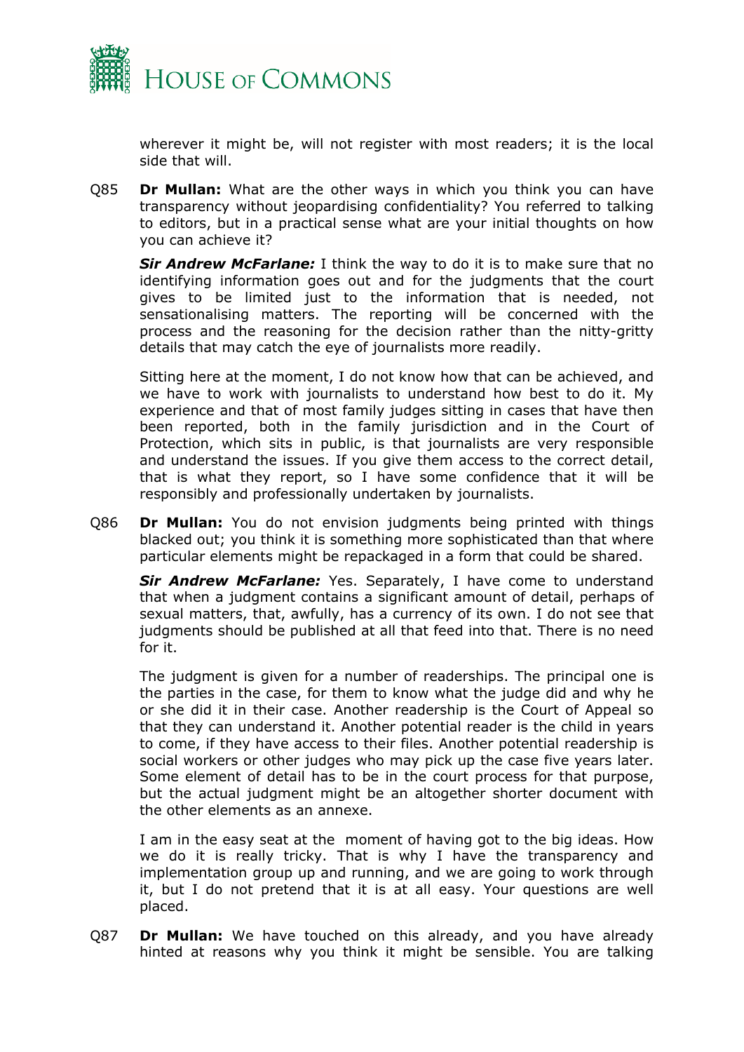wherever it might be, will not register with most readers; it is the local side that will.

Q85 **Dr Mullan:** What are the other ways in which you think you can have transparency without jeopardising confidentiality? You referred to talking to editors, but in a practical sense what are your initial thoughts on how you can achieve it?

***Sir Andrew McFarlane:*** I think the way to do it is to make sure that no identifying information goes out and for the judgments that the court gives to be limited just to the information that is needed, not sensationalising matters. The reporting will be concerned with the process and the reasoning for the decision rather than the nitty-gritty details that may catch the eye of journalists more readily.

Sitting here at the moment, I do not know how that can be achieved, and we have to work with journalists to understand how best to do it. My experience and that of most family judges sitting in cases that have then been reported, both in the family jurisdiction and in the Court of Protection, which sits in public, is that journalists are very responsible and understand the issues. If you give them access to the correct detail, that is what they report, so I have some confidence that it will be responsibly and professionally undertaken by journalists.

Q86 **Dr Mullan:** You do not envision judgments being printed with things blacked out; you think it is something more sophisticated than that where particular elements might be repackaged in a form that could be shared.

***Sir Andrew McFarlane:*** Yes. Separately, I have come to understand that when a judgment contains a significant amount of detail, perhaps of sexual matters, that, awfully, has a currency of its own. I do not see that judgments should be published at all that feed into that. There is no need for it.

The judgment is given for a number of readerships. The principal one is the parties in the case, for them to know what the judge did and why he or she did it in their case. Another readership is the Court of Appeal so that they can understand it. Another potential reader is the child in years to come, if they have access to their files. Another potential readership is social workers or other judges who may pick up the case five years later. Some element of detail has to be in the court process for that purpose, but the actual judgment might be an altogether shorter document with the other elements as an annexe.

I am in the easy seat at the moment of having got to the big ideas. How we do it is really tricky. That is why I have the transparency and implementation group up and running, and we are going to work through it, but I do not pretend that it is at all easy. Your questions are well placed.

Q87 **Dr Mullan:** We have touched on this already, and you have already hinted at reasons why you think it might be sensible. You are talking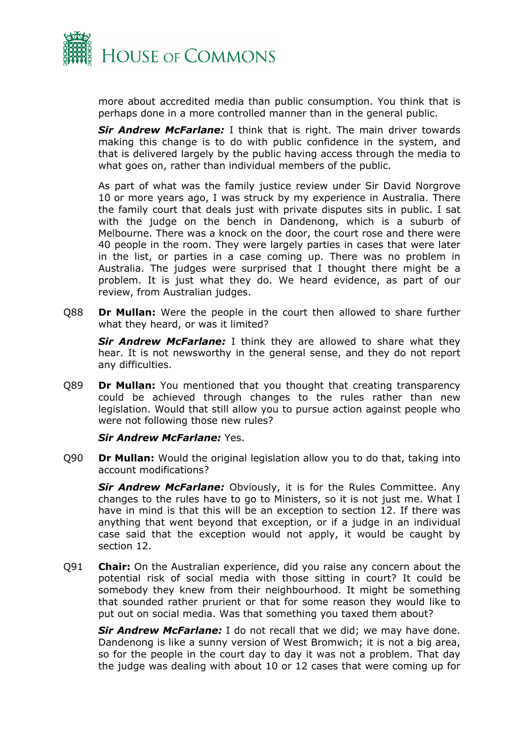more about accredited media than public consumption. You think that is perhaps done in a more controlled manner than in the general public.

***Sir Andrew McFarlane:*** I think that is right. The main driver towards making this change is to do with public confidence in the system, and that is delivered largely by the public having access through the media to what goes on, rather than individual members of the public.

As part of what was the family justice review under Sir David Norgrove 10 or more years ago, I was struck by my experience in Australia. There the family court that deals just with private disputes sits in public. I sat with the judge on the bench in Dandenong, which is a suburb of Melbourne. There was a knock on the door, the court rose and there were 40 people in the room. They were largely parties in cases that were later in the list, or parties in a case coming up. There was no problem in Australia. The judges were surprised that I thought there might be a problem. It is just what they do. We heard evidence, as part of our review, from Australian judges.

Q88 **Dr Mullan:** Were the people in the court then allowed to share further what they heard, or was it limited?

***Sir Andrew McFarlane:*** I think they are allowed to share what they hear. It is not newsworthy in the general sense, and they do not report any difficulties.

Q89 **Dr Mullan:** You mentioned that you thought that creating transparency could be achieved through changes to the rules rather than new legislation. Would that still allow you to pursue action against people who were not following those new rules?

***Sir Andrew McFarlane:*** Yes.

Q90 **Dr Mullan:** Would the original legislation allow you to do that, taking into account modifications?

***Sir Andrew McFarlane:*** Obviously, it is for the Rules Committee. Any changes to the rules have to go to Ministers, so it is not just me. What I have in mind is that this will be an exception to section 12. If there was anything that went beyond that exception, or if a judge in an individual case said that the exception would not apply, it would be caught by section 12.

Q91 **Chair:** On the Australian experience, did you raise any concern about the potential risk of social media with those sitting in court? It could be somebody they knew from their neighbourhood. It might be something that sounded rather prurient or that for some reason they would like to put out on social media. Was that something you taxed them about?

***Sir Andrew McFarlane:*** I do not recall that we did; we may have done. Dandenong is like a sunny version of West Bromwich; it is not a big area, so for the people in the court day to day it was not a problem. That day the judge was dealing with about 10 or 12 cases that were coming up for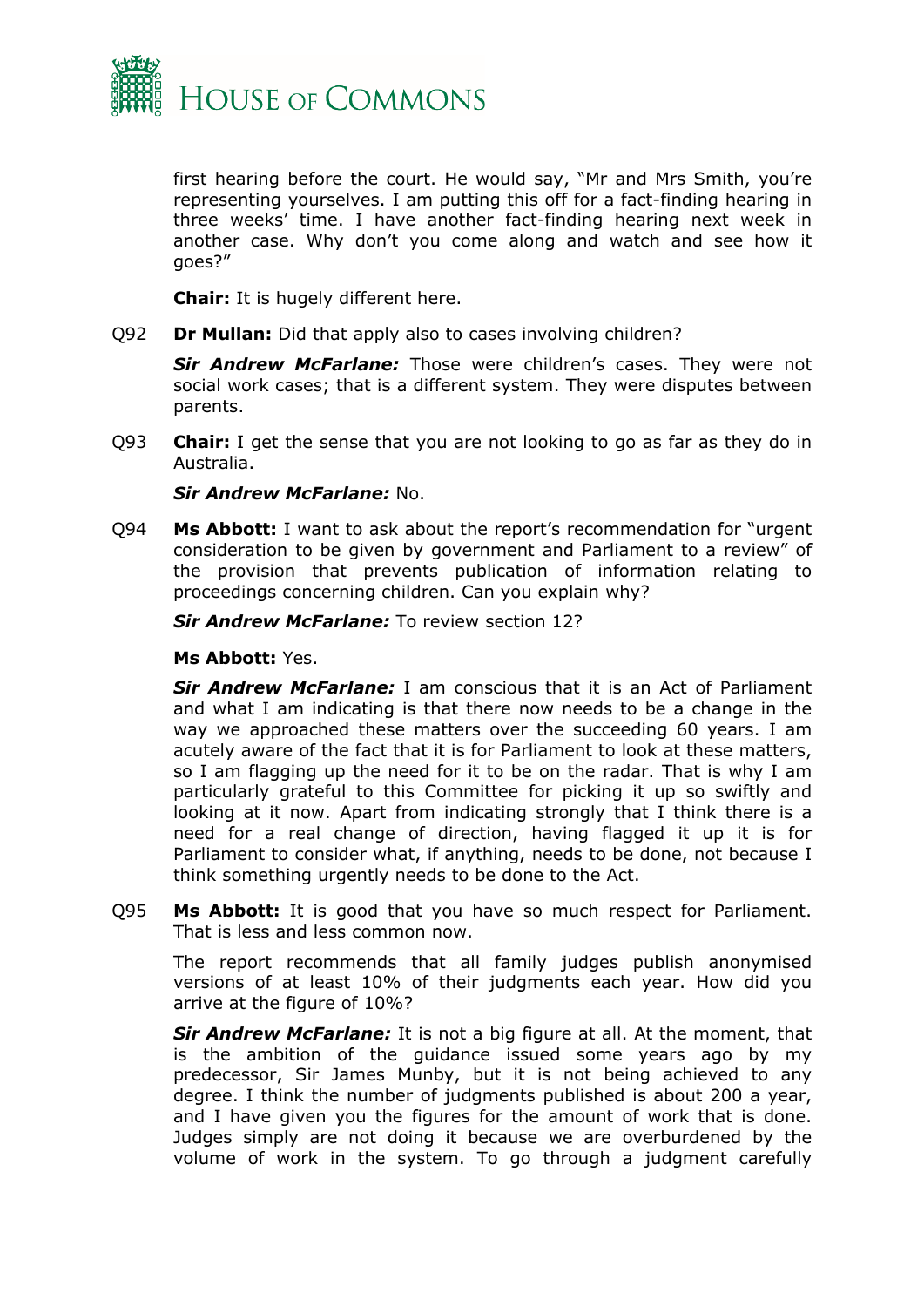first hearing before the court. He would say, "Mr and Mrs Smith, you're representing yourselves. I am putting this off for a fact-finding hearing in three weeks' time. I have another fact-finding hearing next week in another case. Why don't you come along and watch and see how it goes?"

**Chair:** It is hugely different here.

Q92 **Dr Mullan:** Did that apply also to cases involving children?

***Sir Andrew McFarlane:*** Those were children's cases. They were not social work cases; that is a different system. They were disputes between parents.

Q93 **Chair:** I get the sense that you are not looking to go as far as they do in Australia.

***Sir Andrew McFarlane:*** No.

Q94 **Ms Abbott:** I want to ask about the report's recommendation for "urgent consideration to be given by government and Parliament to a review" of the provision that prevents publication of information relating to proceedings concerning children. Can you explain why?

***Sir Andrew McFarlane:*** To review section 12?

**Ms Abbott:** Yes.

***Sir Andrew McFarlane:*** I am conscious that it is an Act of Parliament and what I am indicating is that there now needs to be a change in the way we approached these matters over the succeeding 60 years. I am acutely aware of the fact that it is for Parliament to look at these matters, so I am flagging up the need for it to be on the radar. That is why I am particularly grateful to this Committee for picking it up so swiftly and looking at it now. Apart from indicating strongly that I think there is a need for a real change of direction, having flagged it up it is for Parliament to consider what, if anything, needs to be done, not because I think something urgently needs to be done to the Act.

Q95 **Ms Abbott:** It is good that you have so much respect for Parliament. That is less and less common now.

The report recommends that all family judges publish anonymised versions of at least 10% of their judgments each year. How did you arrive at the figure of 10%?

***Sir Andrew McFarlane:*** It is not a big figure at all. At the moment, that is the ambition of the guidance issued some years ago by my predecessor, Sir James Munby, but it is not being achieved to any degree. I think the number of judgments published is about 200 a year, and I have given you the figures for the amount of work that is done. Judges simply are not doing it because we are overburdened by the volume of work in the system. To go through a judgment carefully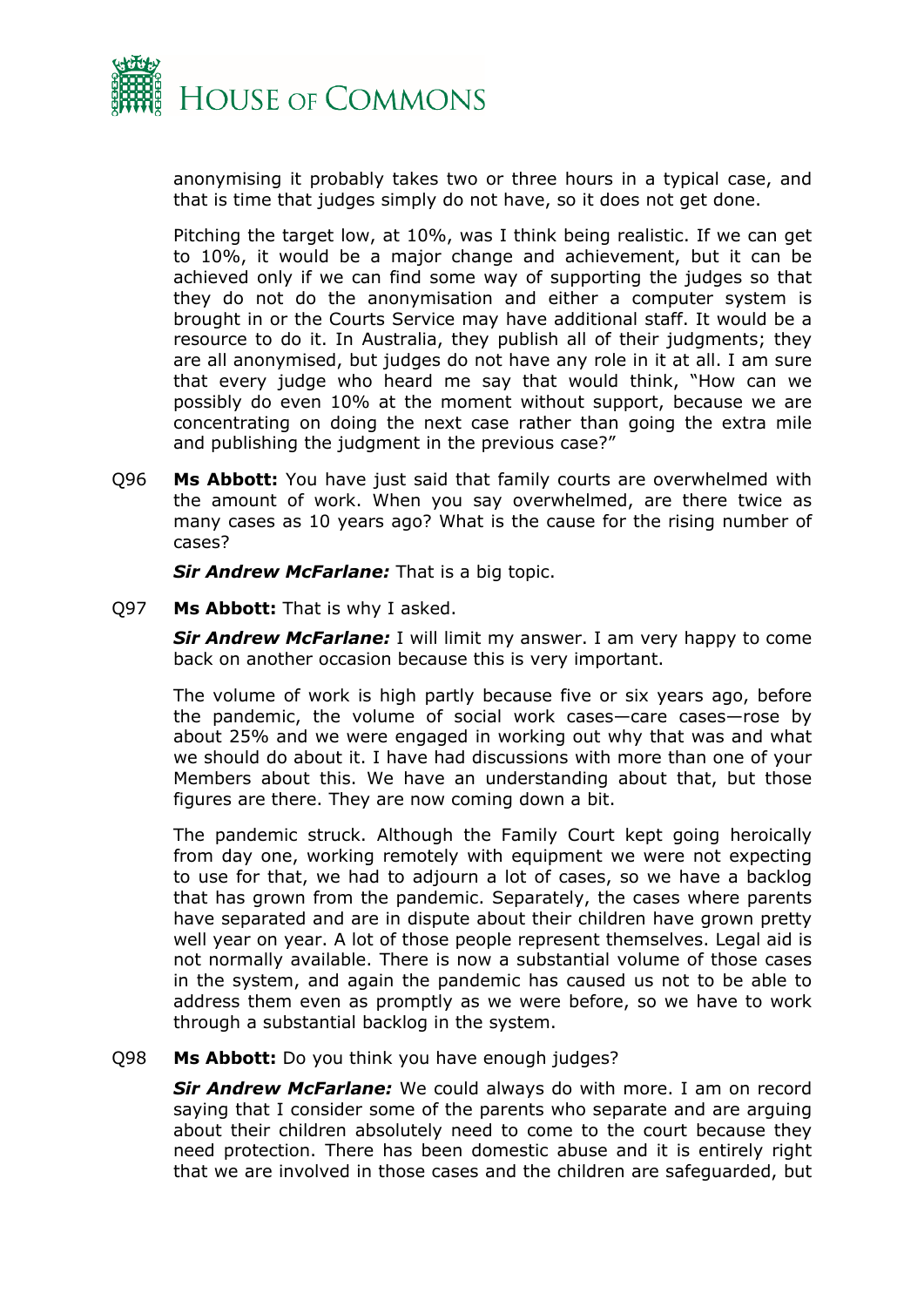anonymising it probably takes two or three hours in a typical case, and that is time that judges simply do not have, so it does not get done.

Pitching the target low, at 10%, was I think being realistic. If we can get to 10%, it would be a major change and achievement, but it can be achieved only if we can find some way of supporting the judges so that they do not do the anonymisation and either a computer system is brought in or the Courts Service may have additional staff. It would be a resource to do it. In Australia, they publish all of their judgments; they are all anonymised, but judges do not have any role in it at all. I am sure that every judge who heard me say that would think, "How can we possibly do even 10% at the moment without support, because we are concentrating on doing the next case rather than going the extra mile and publishing the judgment in the previous case?"

Q96 **Ms Abbott:** You have just said that family courts are overwhelmed with the amount of work. When you say overwhelmed, are there twice as many cases as 10 years ago? What is the cause for the rising number of cases?

***Sir Andrew McFarlane:*** That is a big topic.

Q97 **Ms Abbott:** That is why I asked.

***Sir Andrew McFarlane:*** I will limit my answer. I am very happy to come back on another occasion because this is very important.

The volume of work is high partly because five or six years ago, before the pandemic, the volume of social work cases—care cases—rose by about 25% and we were engaged in working out why that was and what we should do about it. I have had discussions with more than one of your Members about this. We have an understanding about that, but those figures are there. They are now coming down a bit.

The pandemic struck. Although the Family Court kept going heroically from day one, working remotely with equipment we were not expecting to use for that, we had to adjourn a lot of cases, so we have a backlog that has grown from the pandemic. Separately, the cases where parents have separated and are in dispute about their children have grown pretty well year on year. A lot of those people represent themselves. Legal aid is not normally available. There is now a substantial volume of those cases in the system, and again the pandemic has caused us not to be able to address them even as promptly as we were before, so we have to work through a substantial backlog in the system.

Q98 **Ms Abbott:** Do you think you have enough judges?

***Sir Andrew McFarlane:*** We could always do with more. I am on record saying that I consider some of the parents who separate and are arguing about their children absolutely need to come to the court because they need protection. There has been domestic abuse and it is entirely right that we are involved in those cases and the children are safeguarded, but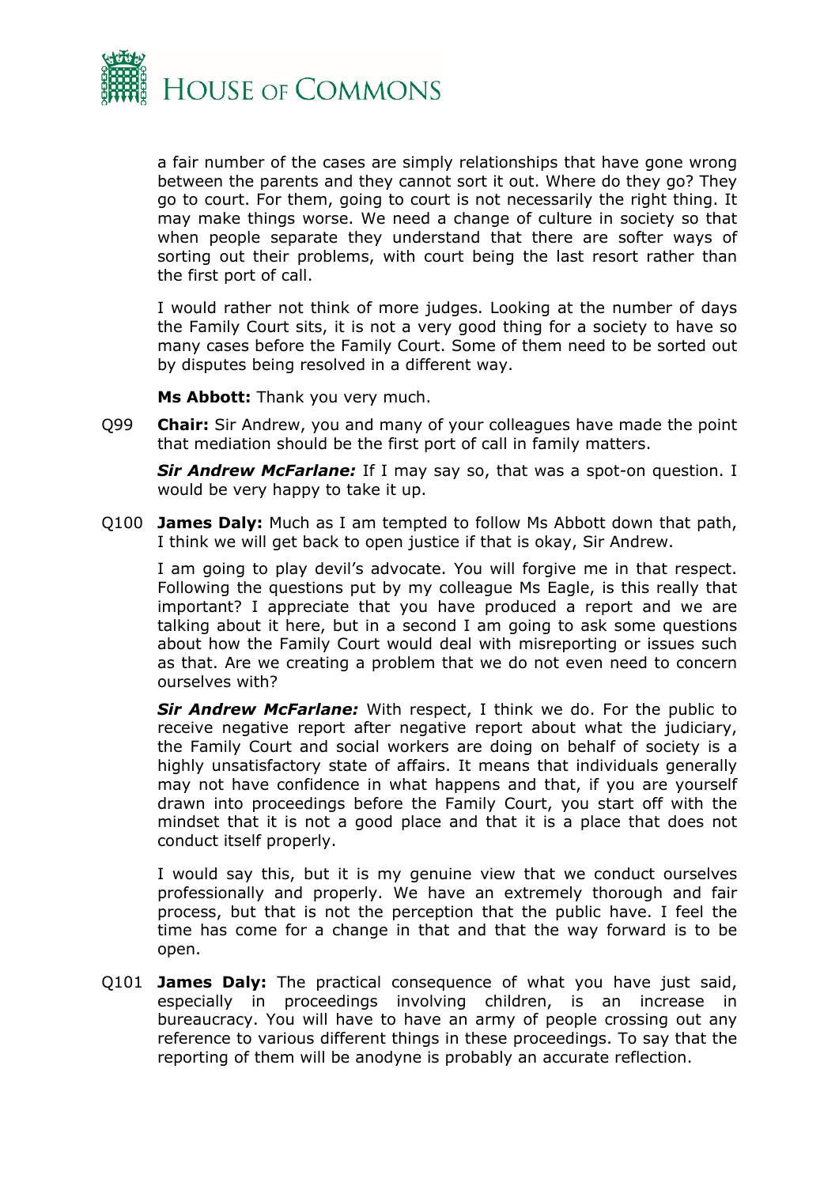a fair number of the cases are simply relationships that have gone wrong between the parents and they cannot sort it out. Where do they go? They go to court. For them, going to court is not necessarily the right thing. It may make things worse. We need a change of culture in society so that when people separate they understand that there are softer ways of sorting out their problems, with court being the last resort rather than the first port of call.

I would rather not think of more judges. Looking at the number of days the Family Court sits, it is not a very good thing for a society to have so many cases before the Family Court. Some of them need to be sorted out by disputes being resolved in a different way.

**Ms Abbott:** Thank you very much.

Q99 **Chair:** Sir Andrew, you and many of your colleagues have made the point that mediation should be the first port of call in family matters.

***Sir Andrew McFarlane:*** If I may say so, that was a spot-on question. I would be very happy to take it up.

Q100 **James Daly:** Much as I am tempted to follow Ms Abbott down that path, I think we will get back to open justice if that is okay, Sir Andrew.

I am going to play devil's advocate. You will forgive me in that respect. Following the questions put by my colleague Ms Eagle, is this really that important? I appreciate that you have produced a report and we are talking about it here, but in a second I am going to ask some questions about how the Family Court would deal with misreporting or issues such as that. Are we creating a problem that we do not even need to concern ourselves with?

***Sir Andrew McFarlane:*** With respect, I think we do. For the public to receive negative report after negative report about what the judiciary, the Family Court and social workers are doing on behalf of society is a highly unsatisfactory state of affairs. It means that individuals generally may not have confidence in what happens and that, if you are yourself drawn into proceedings before the Family Court, you start off with the mindset that it is not a good place and that it is a place that does not conduct itself properly.

I would say this, but it is my genuine view that we conduct ourselves professionally and properly. We have an extremely thorough and fair process, but that is not the perception that the public have. I feel the time has come for a change in that and that the way forward is to be open.

Q101 **James Daly:** The practical consequence of what you have just said, especially in proceedings involving children, is an increase in bureaucracy. You will have to have an army of people crossing out any reference to various different things in these proceedings. To say that the reporting of them will be anodyne is probably an accurate reflection.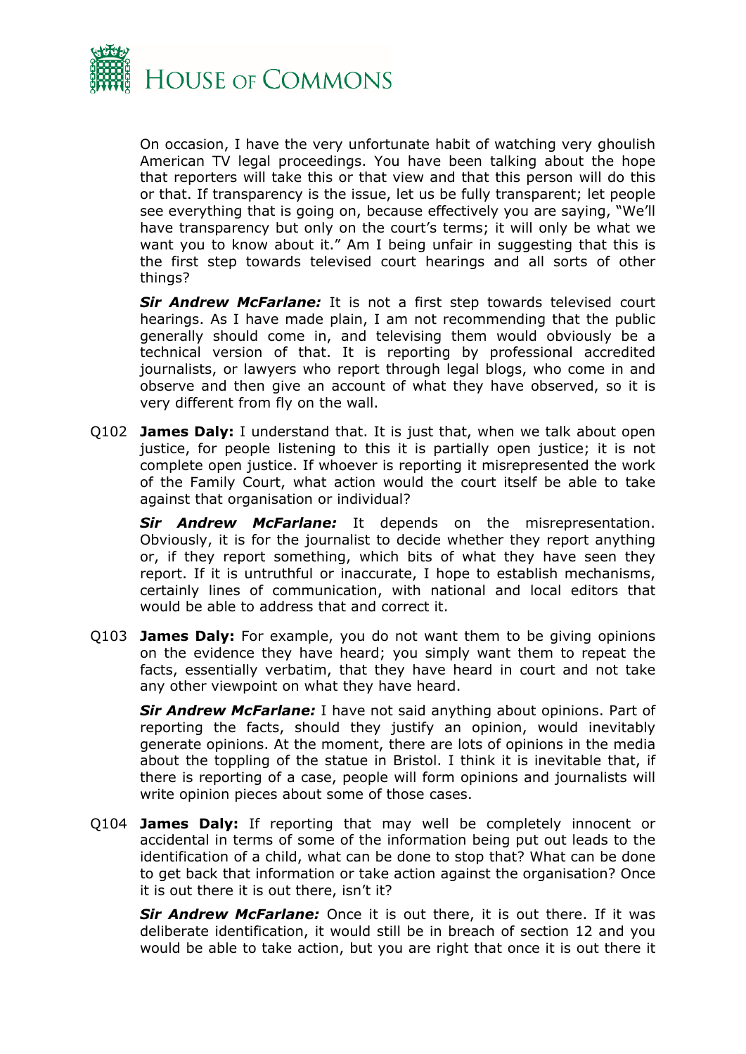On occasion, I have the very unfortunate habit of watching very ghoulish American TV legal proceedings. You have been talking about the hope that reporters will take this or that view and that this person will do this or that. If transparency is the issue, let us be fully transparent; let people see everything that is going on, because effectively you are saying, "We'll have transparency but only on the court's terms; it will only be what we want you to know about it." Am I being unfair in suggesting that this is the first step towards televised court hearings and all sorts of other things?

***Sir Andrew McFarlane:*** It is not a first step towards televised court hearings. As I have made plain, I am not recommending that the public generally should come in, and televising them would obviously be a technical version of that. It is reporting by professional accredited journalists, or lawyers who report through legal blogs, who come in and observe and then give an account of what they have observed, so it is very different from fly on the wall.

Q102 **James Daly:** I understand that. It is just that, when we talk about open justice, for people listening to this it is partially open justice; it is not complete open justice. If whoever is reporting it misrepresented the work of the Family Court, what action would the court itself be able to take against that organisation or individual?

***Sir Andrew McFarlane:*** It depends on the misrepresentation. Obviously, it is for the journalist to decide whether they report anything or, if they report something, which bits of what they have seen they report. If it is untruthful or inaccurate, I hope to establish mechanisms, certainly lines of communication, with national and local editors that would be able to address that and correct it.

Q103 **James Daly:** For example, you do not want them to be giving opinions on the evidence they have heard; you simply want them to repeat the facts, essentially verbatim, that they have heard in court and not take any other viewpoint on what they have heard.

***Sir Andrew McFarlane:*** I have not said anything about opinions. Part of reporting the facts, should they justify an opinion, would inevitably generate opinions. At the moment, there are lots of opinions in the media about the toppling of the statue in Bristol. I think it is inevitable that, if there is reporting of a case, people will form opinions and journalists will write opinion pieces about some of those cases.

Q104 **James Daly:** If reporting that may well be completely innocent or accidental in terms of some of the information being put out leads to the identification of a child, what can be done to stop that? What can be done to get back that information or take action against the organisation? Once it is out there it is out there, isn't it?

***Sir Andrew McFarlane:*** Once it is out there, it is out there. If it was deliberate identification, it would still be in breach of section 12 and you would be able to take action, but you are right that once it is out there it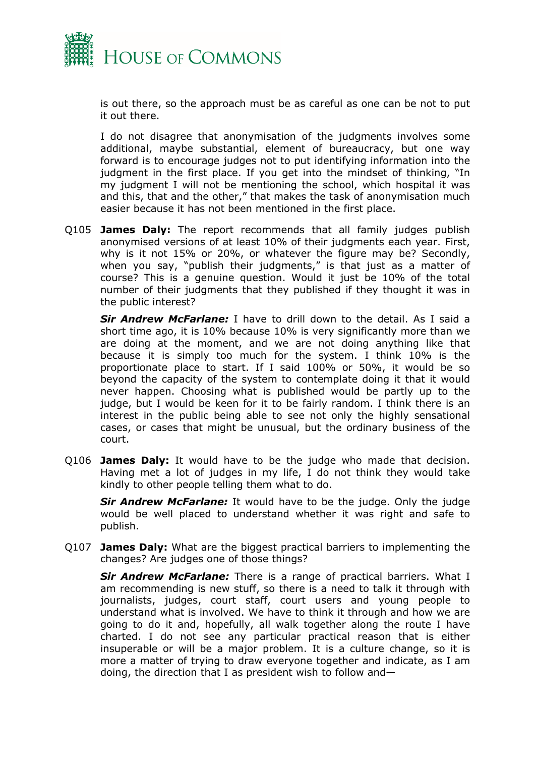is out there, so the approach must be as careful as one can be not to put it out there.

I do not disagree that anonymisation of the judgments involves some additional, maybe substantial, element of bureaucracy, but one way forward is to encourage judges not to put identifying information into the judgment in the first place. If you get into the mindset of thinking, "In my judgment I will not be mentioning the school, which hospital it was and this, that and the other," that makes the task of anonymisation much easier because it has not been mentioned in the first place.

Q105 **James Daly:** The report recommends that all family judges publish anonymised versions of at least 10% of their judgments each year. First, why is it not 15% or 20%, or whatever the figure may be? Secondly, when you say, "publish their judgments," is that just as a matter of course? This is a genuine question. Would it just be 10% of the total number of their judgments that they published if they thought it was in the public interest?

***Sir Andrew McFarlane:*** I have to drill down to the detail. As I said a short time ago, it is 10% because 10% is very significantly more than we are doing at the moment, and we are not doing anything like that because it is simply too much for the system. I think 10% is the proportionate place to start. If I said 100% or 50%, it would be so beyond the capacity of the system to contemplate doing it that it would never happen. Choosing what is published would be partly up to the judge, but I would be keen for it to be fairly random. I think there is an interest in the public being able to see not only the highly sensational cases, or cases that might be unusual, but the ordinary business of the court.

Q106 **James Daly:** It would have to be the judge who made that decision. Having met a lot of judges in my life, I do not think they would take kindly to other people telling them what to do.

***Sir Andrew McFarlane:*** It would have to be the judge. Only the judge would be well placed to understand whether it was right and safe to publish.

Q107 **James Daly:** What are the biggest practical barriers to implementing the changes? Are judges one of those things?

***Sir Andrew McFarlane:*** There is a range of practical barriers. What I am recommending is new stuff, so there is a need to talk it through with journalists, judges, court staff, court users and young people to understand what is involved. We have to think it through and how we are going to do it and, hopefully, all walk together along the route I have charted. I do not see any particular practical reason that is either insuperable or will be a major problem. It is a culture change, so it is more a matter of trying to draw everyone together and indicate, as I am doing, the direction that I as president wish to follow and—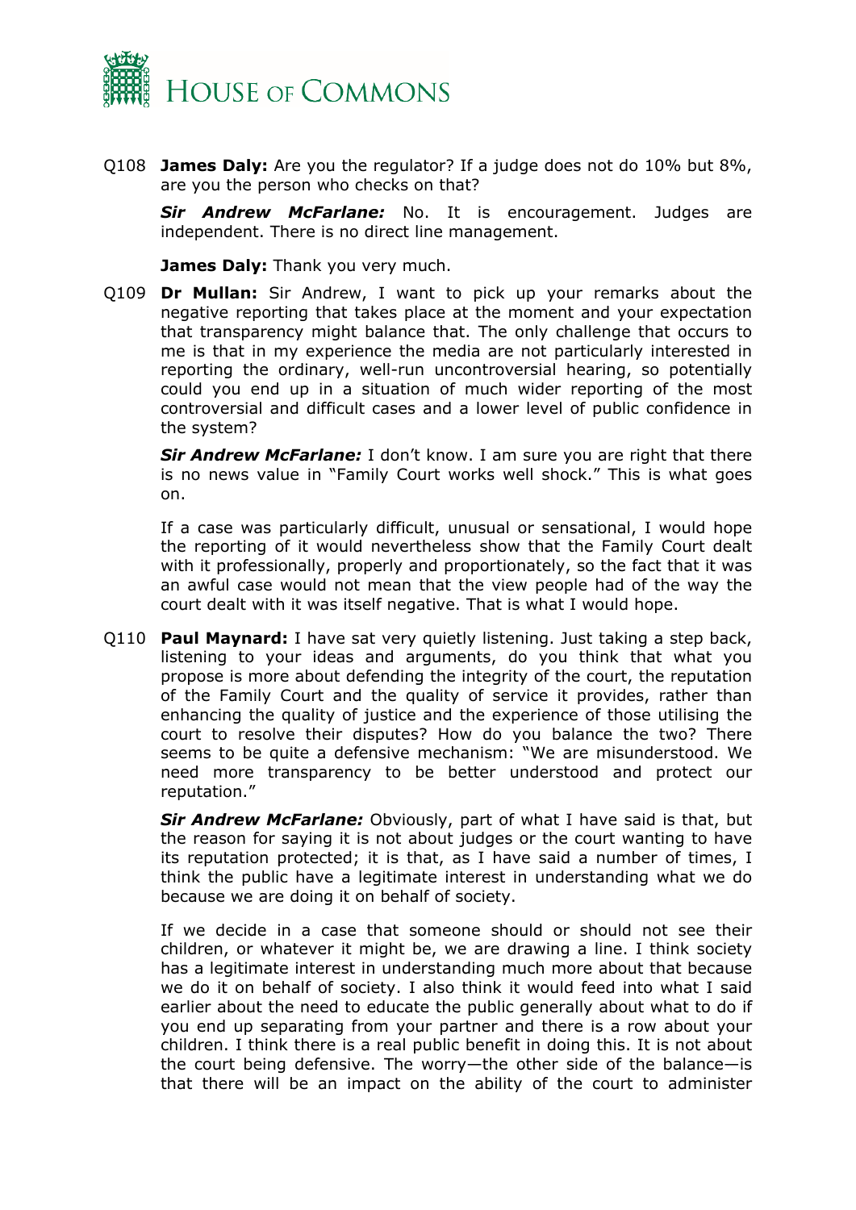Q108 **James Daly:** Are you the regulator? If a judge does not do 10% but 8%, are you the person who checks on that?

***Sir Andrew McFarlane:*** No. It is encouragement. Judges are independent. There is no direct line management.

**James Daly:** Thank you very much.

Q109 **Dr Mullan:** Sir Andrew, I want to pick up your remarks about the negative reporting that takes place at the moment and your expectation that transparency might balance that. The only challenge that occurs to me is that in my experience the media are not particularly interested in reporting the ordinary, well-run uncontroversial hearing, so potentially could you end up in a situation of much wider reporting of the most controversial and difficult cases and a lower level of public confidence in the system?

***Sir Andrew McFarlane:*** I don't know. I am sure you are right that there is no news value in "Family Court works well shock." This is what goes on.

If a case was particularly difficult, unusual or sensational, I would hope the reporting of it would nevertheless show that the Family Court dealt with it professionally, properly and proportionately, so the fact that it was an awful case would not mean that the view people had of the way the court dealt with it was itself negative. That is what I would hope.

Q110 **Paul Maynard:** I have sat very quietly listening. Just taking a step back, listening to your ideas and arguments, do you think that what you propose is more about defending the integrity of the court, the reputation of the Family Court and the quality of service it provides, rather than enhancing the quality of justice and the experience of those utilising the court to resolve their disputes? How do you balance the two? There seems to be quite a defensive mechanism: "We are misunderstood. We need more transparency to be better understood and protect our reputation."

***Sir Andrew McFarlane:*** Obviously, part of what I have said is that, but the reason for saying it is not about judges or the court wanting to have its reputation protected; it is that, as I have said a number of times, I think the public have a legitimate interest in understanding what we do because we are doing it on behalf of society.

If we decide in a case that someone should or should not see their children, or whatever it might be, we are drawing a line. I think society has a legitimate interest in understanding much more about that because we do it on behalf of society. I also think it would feed into what I said earlier about the need to educate the public generally about what to do if you end up separating from your partner and there is a row about your children. I think there is a real public benefit in doing this. It is not about the court being defensive. The worry—the other side of the balance—is that there will be an impact on the ability of the court to administer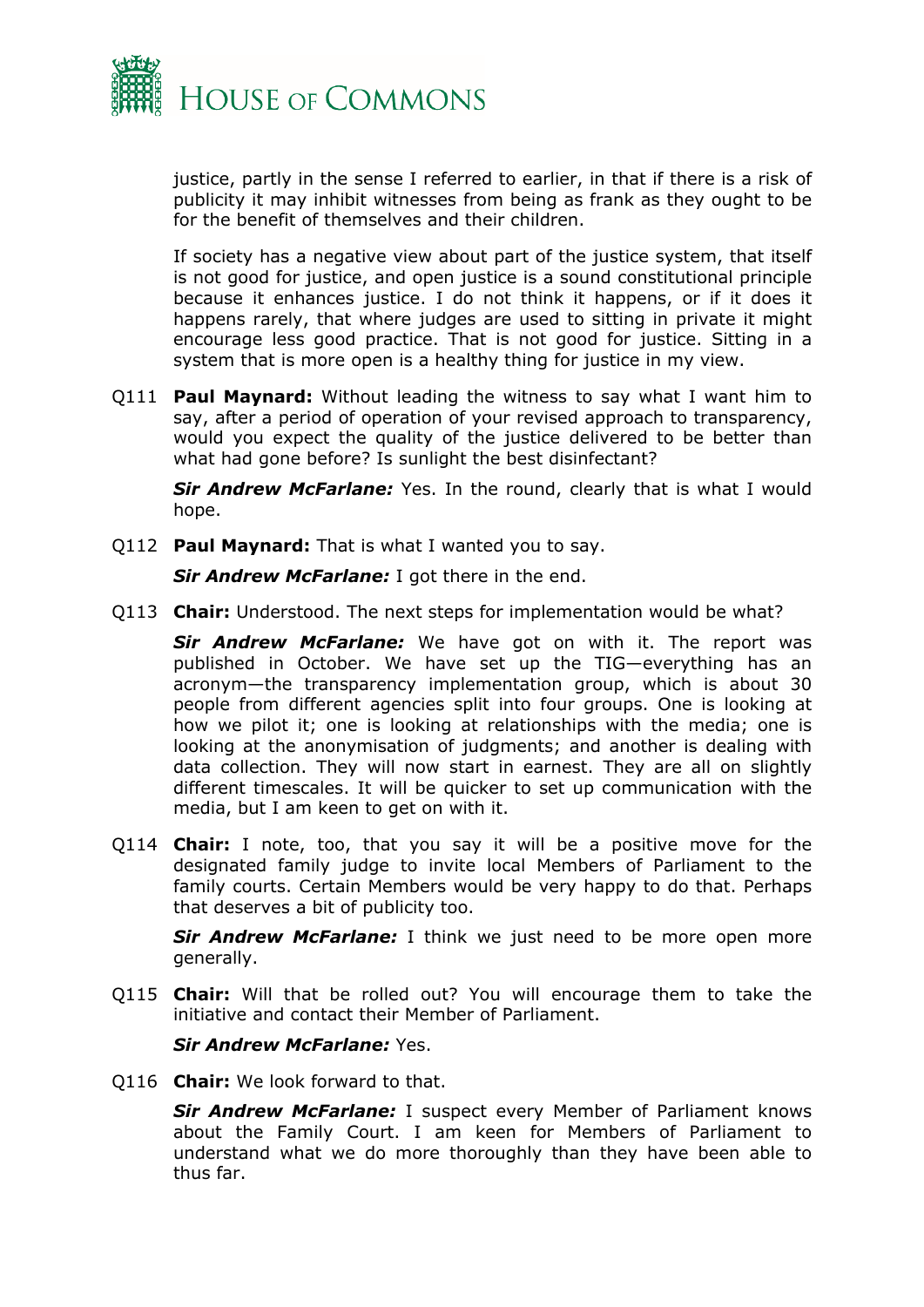justice, partly in the sense I referred to earlier, in that if there is a risk of publicity it may inhibit witnesses from being as frank as they ought to be for the benefit of themselves and their children.

If society has a negative view about part of the justice system, that itself is not good for justice, and open justice is a sound constitutional principle because it enhances justice. I do not think it happens, or if it does it happens rarely, that where judges are used to sitting in private it might encourage less good practice. That is not good for justice. Sitting in a system that is more open is a healthy thing for justice in my view.

Q111 **Paul Maynard:** Without leading the witness to say what I want him to say, after a period of operation of your revised approach to transparency, would you expect the quality of the justice delivered to be better than what had gone before? Is sunlight the best disinfectant?

***Sir Andrew McFarlane:*** Yes. In the round, clearly that is what I would hope.

Q112 **Paul Maynard:** That is what I wanted you to say.

***Sir Andrew McFarlane:*** I got there in the end.

Q113 **Chair:** Understood. The next steps for implementation would be what?

***Sir Andrew McFarlane:*** We have got on with it. The report was published in October. We have set up the TIG—everything has an acronym—the transparency implementation group, which is about 30 people from different agencies split into four groups. One is looking at how we pilot it; one is looking at relationships with the media; one is looking at the anonymisation of judgments; and another is dealing with data collection. They will now start in earnest. They are all on slightly different timescales. It will be quicker to set up communication with the media, but I am keen to get on with it.

Q114 **Chair:** I note, too, that you say it will be a positive move for the designated family judge to invite local Members of Parliament to the family courts. Certain Members would be very happy to do that. Perhaps that deserves a bit of publicity too.

***Sir Andrew McFarlane:*** I think we just need to be more open more generally.

Q115 **Chair:** Will that be rolled out? You will encourage them to take the initiative and contact their Member of Parliament.

***Sir Andrew McFarlane:*** Yes.

Q116 **Chair:** We look forward to that.

***Sir Andrew McFarlane:*** I suspect every Member of Parliament knows about the Family Court. I am keen for Members of Parliament to understand what we do more thoroughly than they have been able to thus far.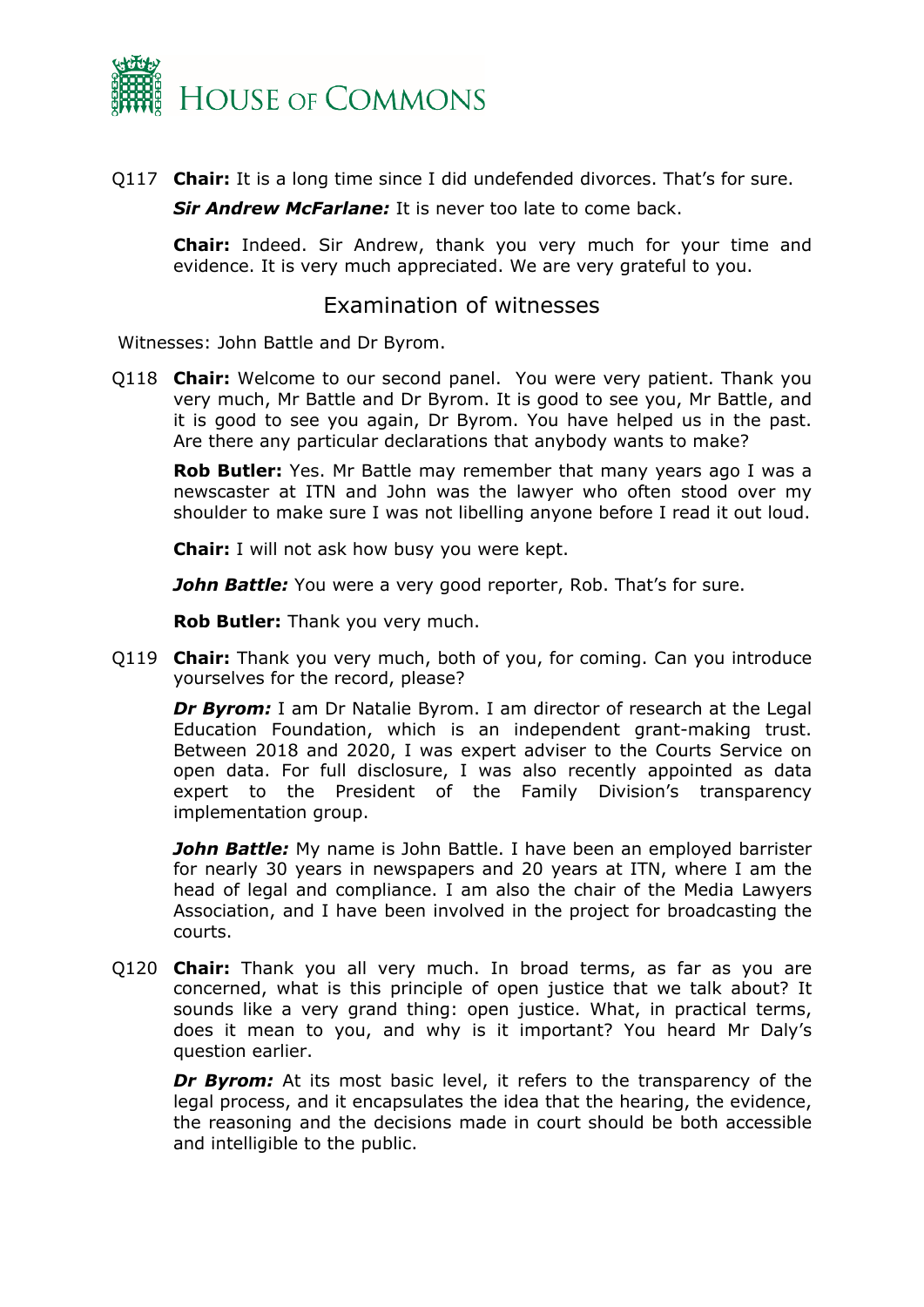Q117 **Chair:** It is a long time since I did undefended divorces. That's for sure.

***Sir Andrew McFarlane:*** It is never too late to come back.

**Chair:** Indeed. Sir Andrew, thank you very much for your time and evidence. It is very much appreciated. We are very grateful to you.

## Examination of witnesses

Witnesses: John Battle and Dr Byrom.

Q118 **Chair:** Welcome to our second panel. You were very patient. Thank you very much, Mr Battle and Dr Byrom. It is good to see you, Mr Battle, and it is good to see you again, Dr Byrom. You have helped us in the past. Are there any particular declarations that anybody wants to make?

**Rob Butler:** Yes. Mr Battle may remember that many years ago I was a newscaster at ITN and John was the lawyer who often stood over my shoulder to make sure I was not libelling anyone before I read it out loud.

**Chair:** I will not ask how busy you were kept.

***John Battle:*** You were a very good reporter, Rob. That's for sure.

**Rob Butler:** Thank you very much.

Q119 **Chair:** Thank you very much, both of you, for coming. Can you introduce yourselves for the record, please?

***Dr Byrom:*** I am Dr Natalie Byrom. I am director of research at the Legal Education Foundation, which is an independent grant-making trust. Between 2018 and 2020, I was expert adviser to the Courts Service on open data. For full disclosure, I was also recently appointed as data expert to the President of the Family Division's transparency implementation group.

***John Battle:*** My name is John Battle. I have been an employed barrister for nearly 30 years in newspapers and 20 years at ITN, where I am the head of legal and compliance. I am also the chair of the Media Lawyers Association, and I have been involved in the project for broadcasting the courts.

Q120 **Chair:** Thank you all very much. In broad terms, as far as you are concerned, what is this principle of open justice that we talk about? It sounds like a very grand thing: open justice. What, in practical terms, does it mean to you, and why is it important? You heard Mr Daly's question earlier.

***Dr Byrom:*** At its most basic level, it refers to the transparency of the legal process, and it encapsulates the idea that the hearing, the evidence, the reasoning and the decisions made in court should be both accessible and intelligible to the public.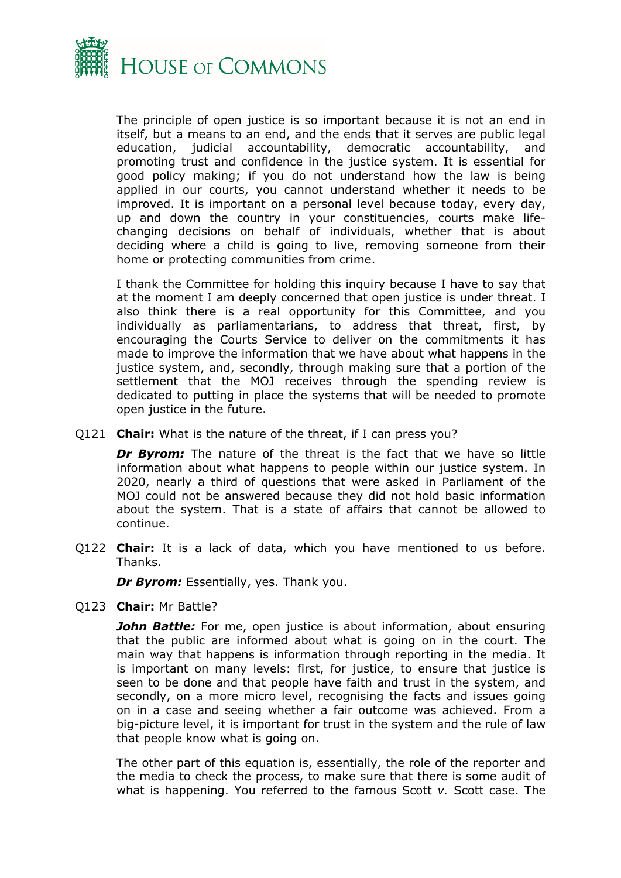The principle of open justice is so important because it is not an end in itself, but a means to an end, and the ends that it serves are public legal education, judicial accountability, democratic accountability, and promoting trust and confidence in the justice system. It is essential for good policy making; if you do not understand how the law is being applied in our courts, you cannot understand whether it needs to be improved. It is important on a personal level because today, every day, up and down the country in your constituencies, courts make life-changing decisions on behalf of individuals, whether that is about deciding where a child is going to live, removing someone from their home or protecting communities from crime.

I thank the Committee for holding this inquiry because I have to say that at the moment I am deeply concerned that open justice is under threat. I also think there is a real opportunity for this Committee, and you individually as parliamentarians, to address that threat, first, by encouraging the Courts Service to deliver on the commitments it has made to improve the information that we have about what happens in the justice system, and, secondly, through making sure that a portion of the settlement that the MOJ receives through the spending review is dedicated to putting in place the systems that will be needed to promote open justice in the future.

Q121 **Chair:** What is the nature of the threat, if I can press you?

***Dr Byrom:*** The nature of the threat is the fact that we have so little information about what happens to people within our justice system. In 2020, nearly a third of questions that were asked in Parliament of the MOJ could not be answered because they did not hold basic information about the system. That is a state of affairs that cannot be allowed to continue.

Q122 **Chair:** It is a lack of data, which you have mentioned to us before. Thanks.

***Dr Byrom:*** Essentially, yes. Thank you.

Q123 **Chair:** Mr Battle?

***John Battle:*** For me, open justice is about information, about ensuring that the public are informed about what is going on in the court. The main way that happens is information through reporting in the media. It is important on many levels: first, for justice, to ensure that justice is seen to be done and that people have faith and trust in the system, and secondly, on a more micro level, recognising the facts and issues going on in a case and seeing whether a fair outcome was achieved. From a big-picture level, it is important for trust in the system and the rule of law that people know what is going on.

The other part of this equation is, essentially, the role of the reporter and the media to check the process, to make sure that there is some audit of what is happening. You referred to the famous Scott *v.* Scott case. The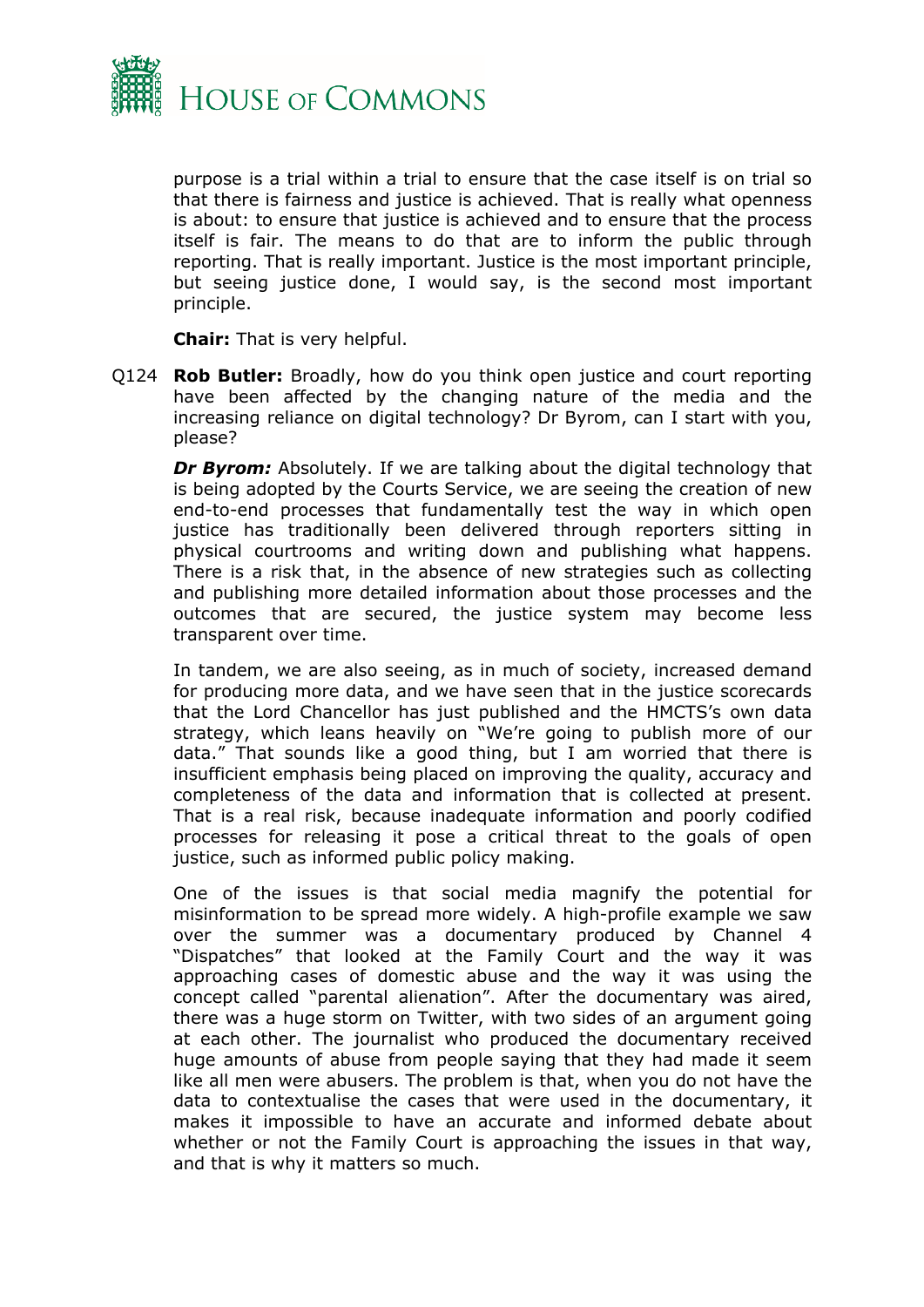purpose is a trial within a trial to ensure that the case itself is on trial so that there is fairness and justice is achieved. That is really what openness is about: to ensure that justice is achieved and to ensure that the process itself is fair. The means to do that are to inform the public through reporting. That is really important. Justice is the most important principle, but seeing justice done, I would say, is the second most important principle.

**Chair:** That is very helpful.

Q124 **Rob Butler:** Broadly, how do you think open justice and court reporting have been affected by the changing nature of the media and the increasing reliance on digital technology? Dr Byrom, can I start with you, please?

***Dr Byrom:*** Absolutely. If we are talking about the digital technology that is being adopted by the Courts Service, we are seeing the creation of new end-to-end processes that fundamentally test the way in which open justice has traditionally been delivered through reporters sitting in physical courtrooms and writing down and publishing what happens. There is a risk that, in the absence of new strategies such as collecting and publishing more detailed information about those processes and the outcomes that are secured, the justice system may become less transparent over time.

In tandem, we are also seeing, as in much of society, increased demand for producing more data, and we have seen that in the justice scorecards that the Lord Chancellor has just published and the HMCTS's own data strategy, which leans heavily on "We're going to publish more of our data." That sounds like a good thing, but I am worried that there is insufficient emphasis being placed on improving the quality, accuracy and completeness of the data and information that is collected at present. That is a real risk, because inadequate information and poorly codified processes for releasing it pose a critical threat to the goals of open justice, such as informed public policy making.

One of the issues is that social media magnify the potential for misinformation to be spread more widely. A high-profile example we saw over the summer was a documentary produced by Channel 4 "Dispatches" that looked at the Family Court and the way it was approaching cases of domestic abuse and the way it was using the concept called "parental alienation". After the documentary was aired, there was a huge storm on Twitter, with two sides of an argument going at each other. The journalist who produced the documentary received huge amounts of abuse from people saying that they had made it seem like all men were abusers. The problem is that, when you do not have the data to contextualise the cases that were used in the documentary, it makes it impossible to have an accurate and informed debate about whether or not the Family Court is approaching the issues in that way, and that is why it matters so much.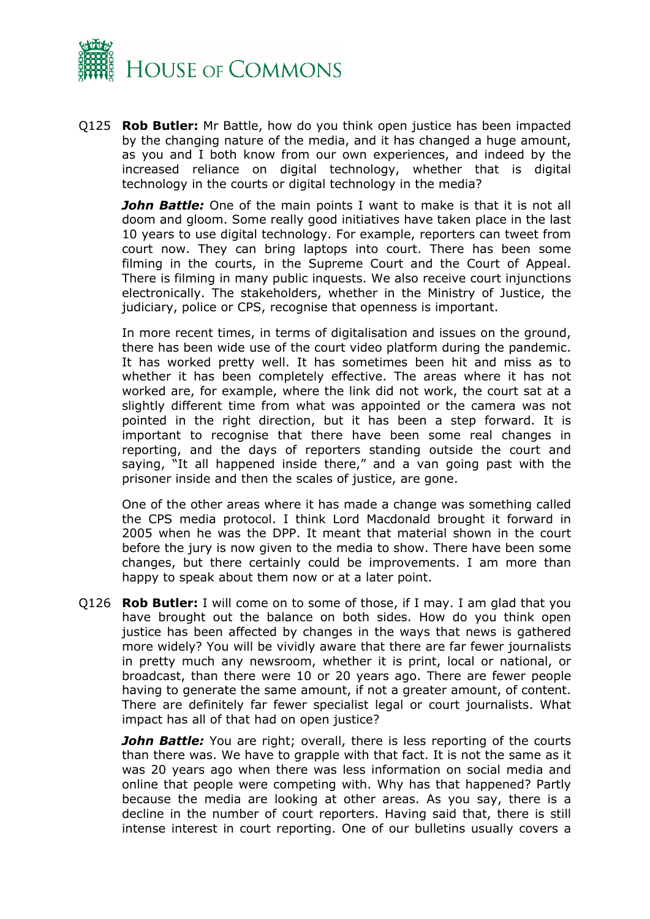Q125 **Rob Butler:** Mr Battle, how do you think open justice has been impacted by the changing nature of the media, and it has changed a huge amount, as you and I both know from our own experiences, and indeed by the increased reliance on digital technology, whether that is digital technology in the courts or digital technology in the media?

***John Battle:*** One of the main points I want to make is that it is not all doom and gloom. Some really good initiatives have taken place in the last 10 years to use digital technology. For example, reporters can tweet from court now. They can bring laptops into court. There has been some filming in the courts, in the Supreme Court and the Court of Appeal. There is filming in many public inquests. We also receive court injunctions electronically. The stakeholders, whether in the Ministry of Justice, the judiciary, police or CPS, recognise that openness is important.

In more recent times, in terms of digitalisation and issues on the ground, there has been wide use of the court video platform during the pandemic. It has worked pretty well. It has sometimes been hit and miss as to whether it has been completely effective. The areas where it has not worked are, for example, where the link did not work, the court sat at a slightly different time from what was appointed or the camera was not pointed in the right direction, but it has been a step forward. It is important to recognise that there have been some real changes in reporting, and the days of reporters standing outside the court and saying, "It all happened inside there," and a van going past with the prisoner inside and then the scales of justice, are gone.

One of the other areas where it has made a change was something called the CPS media protocol. I think Lord Macdonald brought it forward in 2005 when he was the DPP. It meant that material shown in the court before the jury is now given to the media to show. There have been some changes, but there certainly could be improvements. I am more than happy to speak about them now or at a later point.

Q126 **Rob Butler:** I will come on to some of those, if I may. I am glad that you have brought out the balance on both sides. How do you think open justice has been affected by changes in the ways that news is gathered more widely? You will be vividly aware that there are far fewer journalists in pretty much any newsroom, whether it is print, local or national, or broadcast, than there were 10 or 20 years ago. There are fewer people having to generate the same amount, if not a greater amount, of content. There are definitely far fewer specialist legal or court journalists. What impact has all of that had on open justice?

***John Battle:*** You are right; overall, there is less reporting of the courts than there was. We have to grapple with that fact. It is not the same as it was 20 years ago when there was less information on social media and online that people were competing with. Why has that happened? Partly because the media are looking at other areas. As you say, there is a decline in the number of court reporters. Having said that, there is still intense interest in court reporting. One of our bulletins usually covers a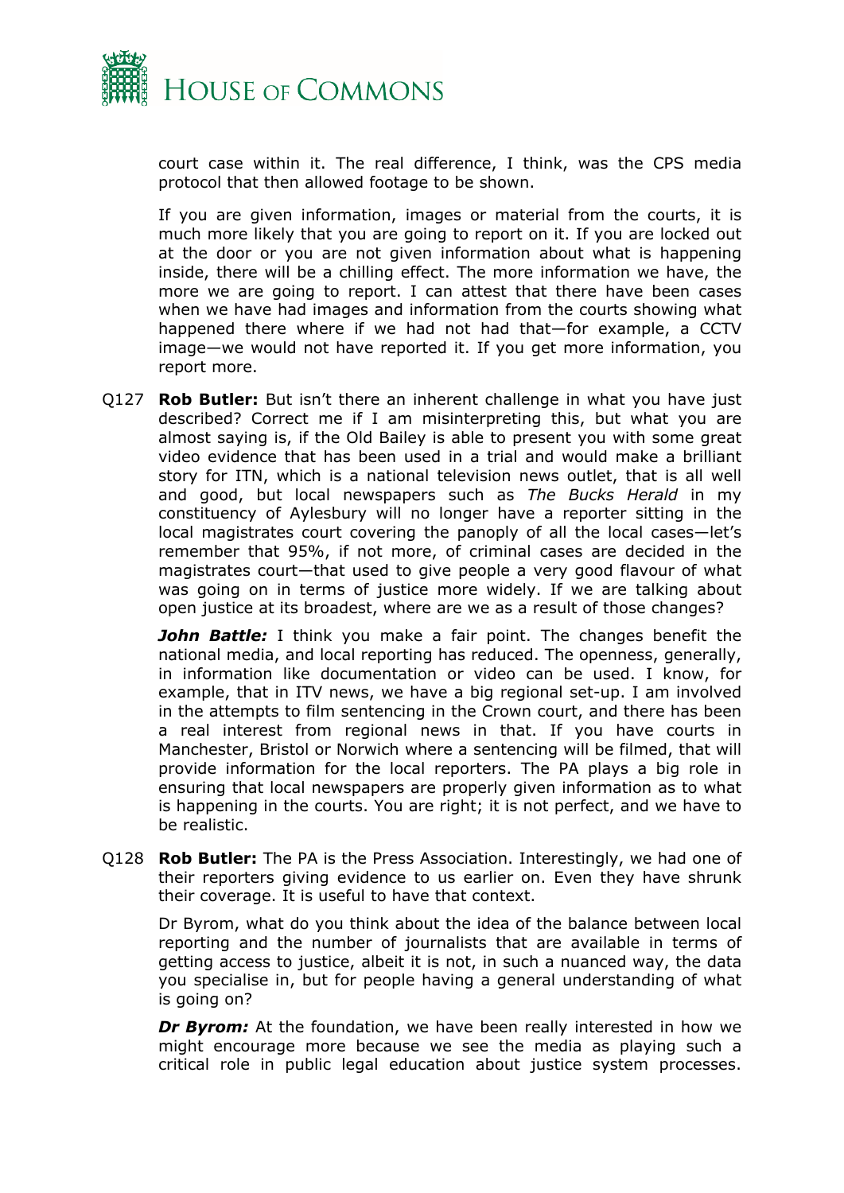court case within it. The real difference, I think, was the CPS media protocol that then allowed footage to be shown.

If you are given information, images or material from the courts, it is much more likely that you are going to report on it. If you are locked out at the door or you are not given information about what is happening inside, there will be a chilling effect. The more information we have, the more we are going to report. I can attest that there have been cases when we have had images and information from the courts showing what happened there where if we had not had that—for example, a CCTV image—we would not have reported it. If you get more information, you report more.

Q127 **Rob Butler:** But isn't there an inherent challenge in what you have just described? Correct me if I am misinterpreting this, but what you are almost saying is, if the Old Bailey is able to present you with some great video evidence that has been used in a trial and would make a brilliant story for ITN, which is a national television news outlet, that is all well and good, but local newspapers such as *The Bucks Herald* in my constituency of Aylesbury will no longer have a reporter sitting in the local magistrates court covering the panoply of all the local cases—let's remember that 95%, if not more, of criminal cases are decided in the magistrates court—that used to give people a very good flavour of what was going on in terms of justice more widely. If we are talking about open justice at its broadest, where are we as a result of those changes?

***John Battle:*** I think you make a fair point. The changes benefit the national media, and local reporting has reduced. The openness, generally, in information like documentation or video can be used. I know, for example, that in ITV news, we have a big regional set-up. I am involved in the attempts to film sentencing in the Crown court, and there has been a real interest from regional news in that. If you have courts in Manchester, Bristol or Norwich where a sentencing will be filmed, that will provide information for the local reporters. The PA plays a big role in ensuring that local newspapers are properly given information as to what is happening in the courts. You are right; it is not perfect, and we have to be realistic.

Q128 **Rob Butler:** The PA is the Press Association. Interestingly, we had one of their reporters giving evidence to us earlier on. Even they have shrunk their coverage. It is useful to have that context.

Dr Byrom, what do you think about the idea of the balance between local reporting and the number of journalists that are available in terms of getting access to justice, albeit it is not, in such a nuanced way, the data you specialise in, but for people having a general understanding of what is going on?

***Dr Byrom:*** At the foundation, we have been really interested in how we might encourage more because we see the media as playing such a critical role in public legal education about justice system processes.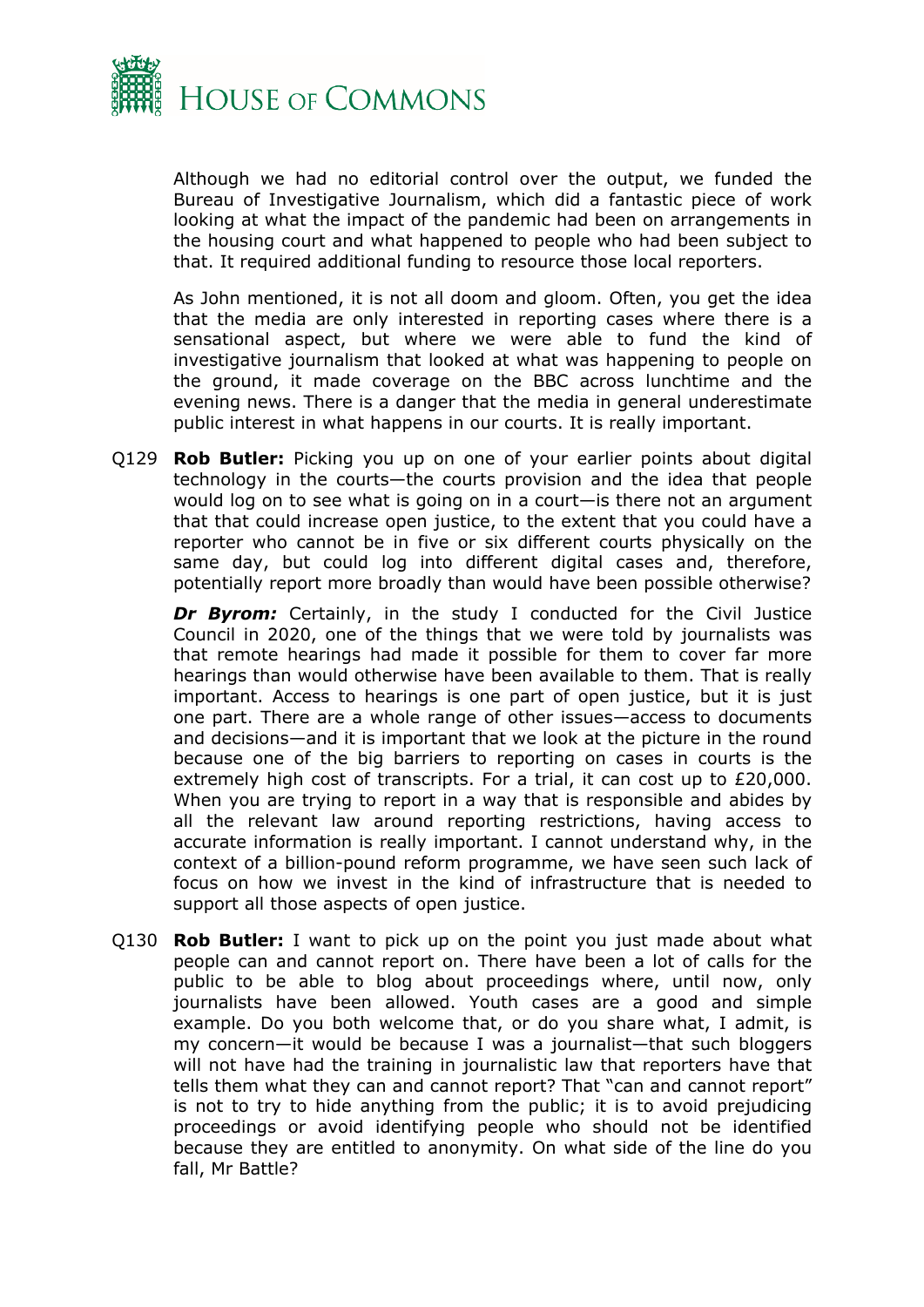Although we had no editorial control over the output, we funded the Bureau of Investigative Journalism, which did a fantastic piece of work looking at what the impact of the pandemic had been on arrangements in the housing court and what happened to people who had been subject to that. It required additional funding to resource those local reporters.

As John mentioned, it is not all doom and gloom. Often, you get the idea that the media are only interested in reporting cases where there is a sensational aspect, but where we were able to fund the kind of investigative journalism that looked at what was happening to people on the ground, it made coverage on the BBC across lunchtime and the evening news. There is a danger that the media in general underestimate public interest in what happens in our courts. It is really important.

Q129 **Rob Butler:** Picking you up on one of your earlier points about digital technology in the courts—the courts provision and the idea that people would log on to see what is going on in a court—is there not an argument that that could increase open justice, to the extent that you could have a reporter who cannot be in five or six different courts physically on the same day, but could log into different digital cases and, therefore, potentially report more broadly than would have been possible otherwise?

***Dr Byrom:*** Certainly, in the study I conducted for the Civil Justice Council in 2020, one of the things that we were told by journalists was that remote hearings had made it possible for them to cover far more hearings than would otherwise have been available to them. That is really important. Access to hearings is one part of open justice, but it is just one part. There are a whole range of other issues—access to documents and decisions—and it is important that we look at the picture in the round because one of the big barriers to reporting on cases in courts is the extremely high cost of transcripts. For a trial, it can cost up to £20,000. When you are trying to report in a way that is responsible and abides by all the relevant law around reporting restrictions, having access to accurate information is really important. I cannot understand why, in the context of a billion-pound reform programme, we have seen such lack of focus on how we invest in the kind of infrastructure that is needed to support all those aspects of open justice.

Q130 **Rob Butler:** I want to pick up on the point you just made about what people can and cannot report on. There have been a lot of calls for the public to be able to blog about proceedings where, until now, only journalists have been allowed. Youth cases are a good and simple example. Do you both welcome that, or do you share what, I admit, is my concern—it would be because I was a journalist—that such bloggers will not have had the training in journalistic law that reporters have that tells them what they can and cannot report? That "can and cannot report" is not to try to hide anything from the public; it is to avoid prejudicing proceedings or avoid identifying people who should not be identified because they are entitled to anonymity. On what side of the line do you fall, Mr Battle?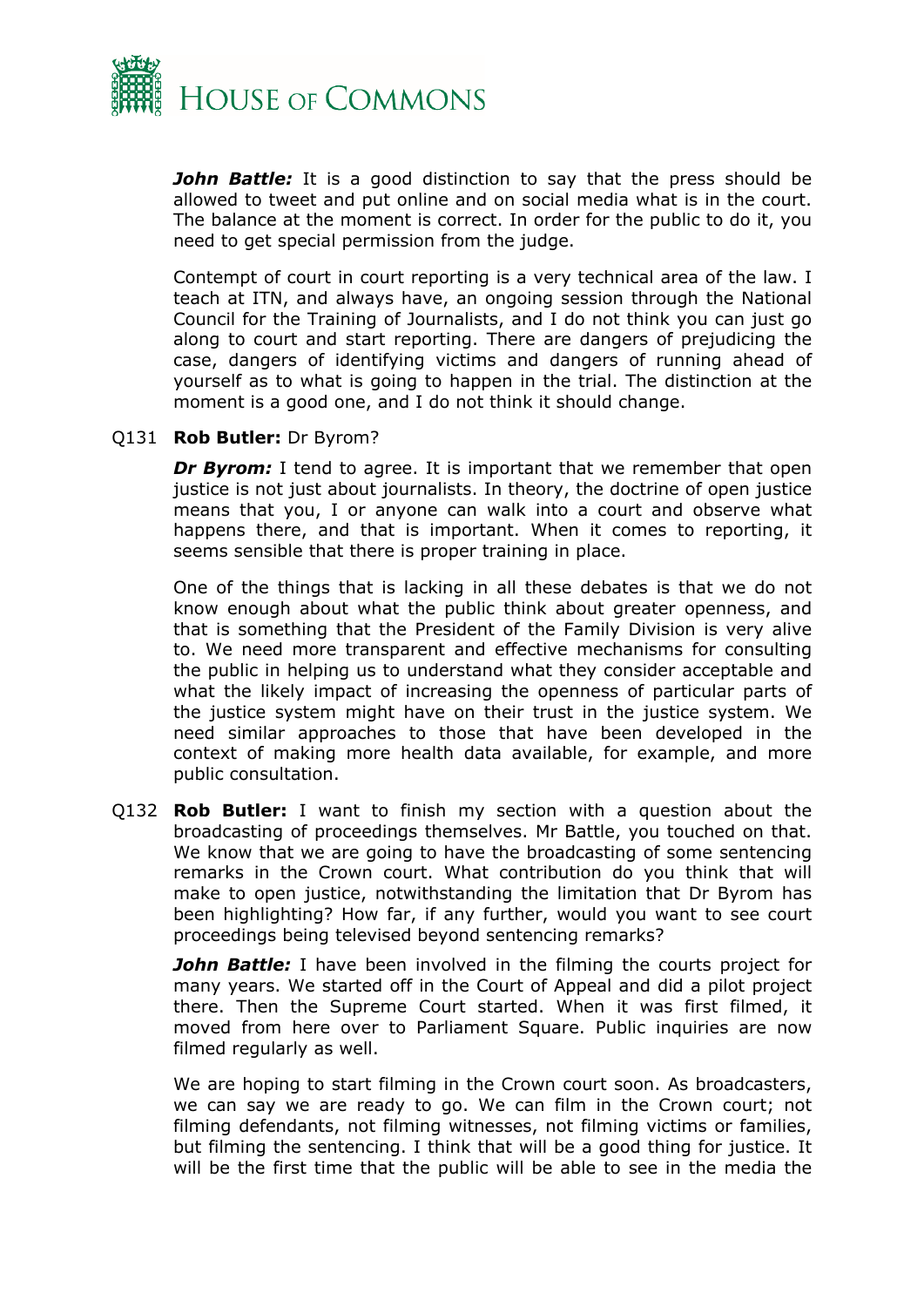***John Battle:*** It is a good distinction to say that the press should be allowed to tweet and put online and on social media what is in the court. The balance at the moment is correct. In order for the public to do it, you need to get special permission from the judge.

Contempt of court in court reporting is a very technical area of the law. I teach at ITN, and always have, an ongoing session through the National Council for the Training of Journalists, and I do not think you can just go along to court and start reporting. There are dangers of prejudicing the case, dangers of identifying victims and dangers of running ahead of yourself as to what is going to happen in the trial. The distinction at the moment is a good one, and I do not think it should change.

Q131 **Rob Butler:** Dr Byrom?

***Dr Byrom:*** I tend to agree. It is important that we remember that open justice is not just about journalists. In theory, the doctrine of open justice means that you, I or anyone can walk into a court and observe what happens there, and that is important. When it comes to reporting, it seems sensible that there is proper training in place.

One of the things that is lacking in all these debates is that we do not know enough about what the public think about greater openness, and that is something that the President of the Family Division is very alive to. We need more transparent and effective mechanisms for consulting the public in helping us to understand what they consider acceptable and what the likely impact of increasing the openness of particular parts of the justice system might have on their trust in the justice system. We need similar approaches to those that have been developed in the context of making more health data available, for example, and more public consultation.

Q132 **Rob Butler:** I want to finish my section with a question about the broadcasting of proceedings themselves. Mr Battle, you touched on that. We know that we are going to have the broadcasting of some sentencing remarks in the Crown court. What contribution do you think that will make to open justice, notwithstanding the limitation that Dr Byrom has been highlighting? How far, if any further, would you want to see court proceedings being televised beyond sentencing remarks?

***John Battle:*** I have been involved in the filming the courts project for many years. We started off in the Court of Appeal and did a pilot project there. Then the Supreme Court started. When it was first filmed, it moved from here over to Parliament Square. Public inquiries are now filmed regularly as well.

We are hoping to start filming in the Crown court soon. As broadcasters, we can say we are ready to go. We can film in the Crown court; not filming defendants, not filming witnesses, not filming victims or families, but filming the sentencing. I think that will be a good thing for justice. It will be the first time that the public will be able to see in the media the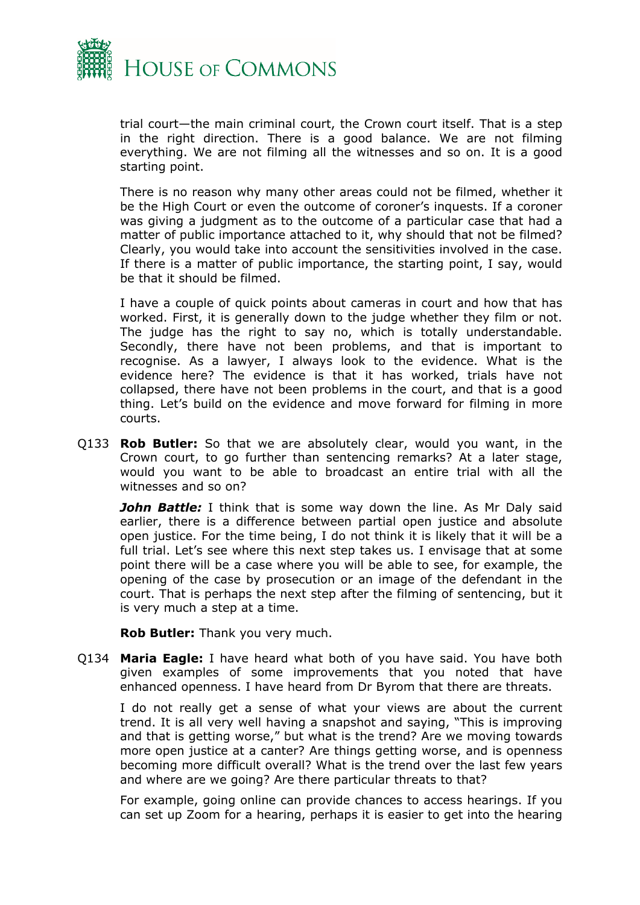trial court—the main criminal court, the Crown court itself. That is a step in the right direction. There is a good balance. We are not filming everything. We are not filming all the witnesses and so on. It is a good starting point.

There is no reason why many other areas could not be filmed, whether it be the High Court or even the outcome of coroner's inquests. If a coroner was giving a judgment as to the outcome of a particular case that had a matter of public importance attached to it, why should that not be filmed? Clearly, you would take into account the sensitivities involved in the case. If there is a matter of public importance, the starting point, I say, would be that it should be filmed.

I have a couple of quick points about cameras in court and how that has worked. First, it is generally down to the judge whether they film or not. The judge has the right to say no, which is totally understandable. Secondly, there have not been problems, and that is important to recognise. As a lawyer, I always look to the evidence. What is the evidence here? The evidence is that it has worked, trials have not collapsed, there have not been problems in the court, and that is a good thing. Let's build on the evidence and move forward for filming in more courts.

Q133 **Rob Butler:** So that we are absolutely clear, would you want, in the Crown court, to go further than sentencing remarks? At a later stage, would you want to be able to broadcast an entire trial with all the witnesses and so on?

***John Battle:*** I think that is some way down the line. As Mr Daly said earlier, there is a difference between partial open justice and absolute open justice. For the time being, I do not think it is likely that it will be a full trial. Let's see where this next step takes us. I envisage that at some point there will be a case where you will be able to see, for example, the opening of the case by prosecution or an image of the defendant in the court. That is perhaps the next step after the filming of sentencing, but it is very much a step at a time.

**Rob Butler:** Thank you very much.

Q134 **Maria Eagle:** I have heard what both of you have said. You have both given examples of some improvements that you noted that have enhanced openness. I have heard from Dr Byrom that there are threats.

I do not really get a sense of what your views are about the current trend. It is all very well having a snapshot and saying, "This is improving and that is getting worse," but what is the trend? Are we moving towards more open justice at a canter? Are things getting worse, and is openness becoming more difficult overall? What is the trend over the last few years and where are we going? Are there particular threats to that?

For example, going online can provide chances to access hearings. If you can set up Zoom for a hearing, perhaps it is easier to get into the hearing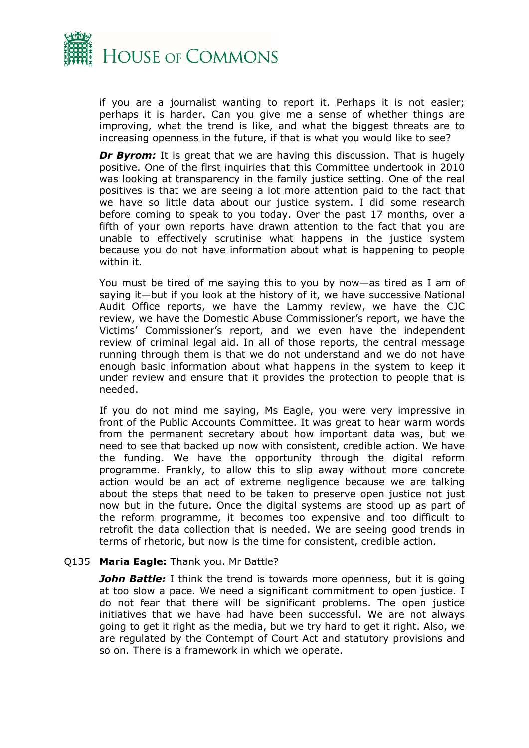if you are a journalist wanting to report it. Perhaps it is not easier; perhaps it is harder. Can you give me a sense of whether things are improving, what the trend is like, and what the biggest threats are to increasing openness in the future, if that is what you would like to see?

***Dr Byrom:*** It is great that we are having this discussion. That is hugely positive. One of the first inquiries that this Committee undertook in 2010 was looking at transparency in the family justice setting. One of the real positives is that we are seeing a lot more attention paid to the fact that we have so little data about our justice system. I did some research before coming to speak to you today. Over the past 17 months, over a fifth of your own reports have drawn attention to the fact that you are unable to effectively scrutinise what happens in the justice system because you do not have information about what is happening to people within it.

You must be tired of me saying this to you by now—as tired as I am of saying it—but if you look at the history of it, we have successive National Audit Office reports, we have the Lammy review, we have the CJC review, we have the Domestic Abuse Commissioner's report, we have the Victims' Commissioner's report, and we even have the independent review of criminal legal aid. In all of those reports, the central message running through them is that we do not understand and we do not have enough basic information about what happens in the system to keep it under review and ensure that it provides the protection to people that is needed.

If you do not mind me saying, Ms Eagle, you were very impressive in front of the Public Accounts Committee. It was great to hear warm words from the permanent secretary about how important data was, but we need to see that backed up now with consistent, credible action. We have the funding. We have the opportunity through the digital reform programme. Frankly, to allow this to slip away without more concrete action would be an act of extreme negligence because we are talking about the steps that need to be taken to preserve open justice not just now but in the future. Once the digital systems are stood up as part of the reform programme, it becomes too expensive and too difficult to retrofit the data collection that is needed. We are seeing good trends in terms of rhetoric, but now is the time for consistent, credible action.

Q135 **Maria Eagle:** Thank you. Mr Battle?

***John Battle:*** I think the trend is towards more openness, but it is going at too slow a pace. We need a significant commitment to open justice. I do not fear that there will be significant problems. The open justice initiatives that we have had have been successful. We are not always going to get it right as the media, but we try hard to get it right. Also, we are regulated by the Contempt of Court Act and statutory provisions and so on. There is a framework in which we operate.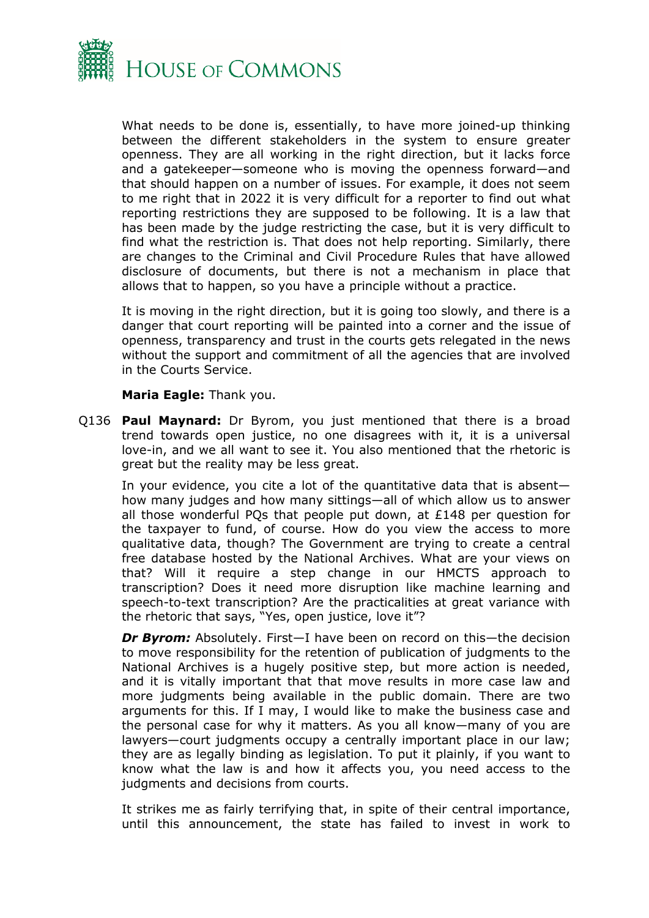What needs to be done is, essentially, to have more joined-up thinking between the different stakeholders in the system to ensure greater openness. They are all working in the right direction, but it lacks force and a gatekeeper—someone who is moving the openness forward—and that should happen on a number of issues. For example, it does not seem to me right that in 2022 it is very difficult for a reporter to find out what reporting restrictions they are supposed to be following. It is a law that has been made by the judge restricting the case, but it is very difficult to find what the restriction is. That does not help reporting. Similarly, there are changes to the Criminal and Civil Procedure Rules that have allowed disclosure of documents, but there is not a mechanism in place that allows that to happen, so you have a principle without a practice.

It is moving in the right direction, but it is going too slowly, and there is a danger that court reporting will be painted into a corner and the issue of openness, transparency and trust in the courts gets relegated in the news without the support and commitment of all the agencies that are involved in the Courts Service.

**Maria Eagle:** Thank you.

Q136 **Paul Maynard:** Dr Byrom, you just mentioned that there is a broad trend towards open justice, no one disagrees with it, it is a universal love-in, and we all want to see it. You also mentioned that the rhetoric is great but the reality may be less great.

In your evidence, you cite a lot of the quantitative data that is absent—how many judges and how many sittings—all of which allow us to answer all those wonderful PQs that people put down, at £148 per question for the taxpayer to fund, of course. How do you view the access to more qualitative data, though? The Government are trying to create a central free database hosted by the National Archives. What are your views on that? Will it require a step change in our HMCTS approach to transcription? Does it need more disruption like machine learning and speech-to-text transcription? Are the practicalities at great variance with the rhetoric that says, "Yes, open justice, love it"?

***Dr Byrom:*** Absolutely. First—I have been on record on this—the decision to move responsibility for the retention of publication of judgments to the National Archives is a hugely positive step, but more action is needed, and it is vitally important that that move results in more case law and more judgments being available in the public domain. There are two arguments for this. If I may, I would like to make the business case and the personal case for why it matters. As you all know—many of you are lawyers—court judgments occupy a centrally important place in our law; they are as legally binding as legislation. To put it plainly, if you want to know what the law is and how it affects you, you need access to the judgments and decisions from courts.

It strikes me as fairly terrifying that, in spite of their central importance, until this announcement, the state has failed to invest in work to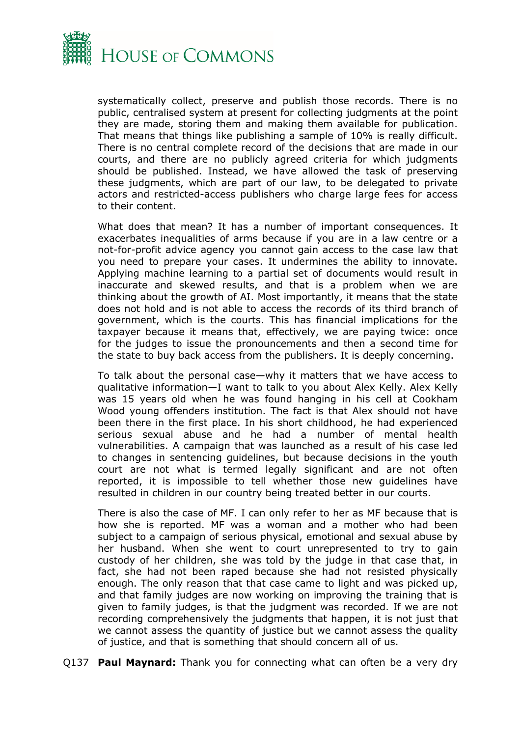systematically collect, preserve and publish those records. There is no public, centralised system at present for collecting judgments at the point they are made, storing them and making them available for publication. That means that things like publishing a sample of 10% is really difficult. There is no central complete record of the decisions that are made in our courts, and there are no publicly agreed criteria for which judgments should be published. Instead, we have allowed the task of preserving these judgments, which are part of our law, to be delegated to private actors and restricted-access publishers who charge large fees for access to their content.

What does that mean? It has a number of important consequences. It exacerbates inequalities of arms because if you are in a law centre or a not-for-profit advice agency you cannot gain access to the case law that you need to prepare your cases. It undermines the ability to innovate. Applying machine learning to a partial set of documents would result in inaccurate and skewed results, and that is a problem when we are thinking about the growth of AI. Most importantly, it means that the state does not hold and is not able to access the records of its third branch of government, which is the courts. This has financial implications for the taxpayer because it means that, effectively, we are paying twice: once for the judges to issue the pronouncements and then a second time for the state to buy back access from the publishers. It is deeply concerning.

To talk about the personal case—why it matters that we have access to qualitative information—I want to talk to you about Alex Kelly. Alex Kelly was 15 years old when he was found hanging in his cell at Cookham Wood young offenders institution. The fact is that Alex should not have been there in the first place. In his short childhood, he had experienced serious sexual abuse and he had a number of mental health vulnerabilities. A campaign that was launched as a result of his case led to changes in sentencing guidelines, but because decisions in the youth court are not what is termed legally significant and are not often reported, it is impossible to tell whether those new guidelines have resulted in children in our country being treated better in our courts.

There is also the case of MF. I can only refer to her as MF because that is how she is reported. MF was a woman and a mother who had been subject to a campaign of serious physical, emotional and sexual abuse by her husband. When she went to court unrepresented to try to gain custody of her children, she was told by the judge in that case that, in fact, she had not been raped because she had not resisted physically enough. The only reason that that case came to light and was picked up, and that family judges are now working on improving the training that is given to family judges, is that the judgment was recorded. If we are not recording comprehensively the judgments that happen, it is not just that we cannot assess the quantity of justice but we cannot assess the quality of justice, and that is something that should concern all of us.

Q137 **Paul Maynard:** Thank you for connecting what can often be a very dry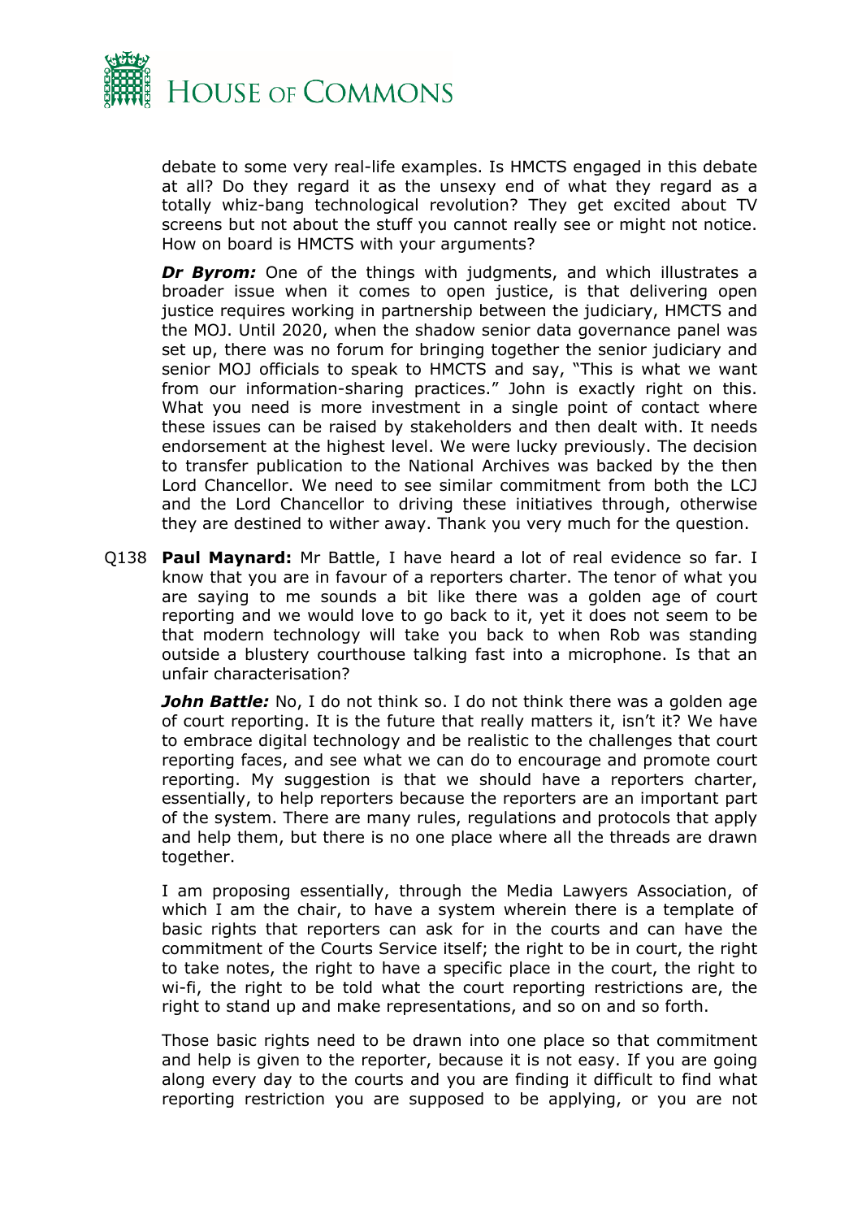debate to some very real-life examples. Is HMCTS engaged in this debate at all? Do they regard it as the unsexy end of what they regard as a totally whiz-bang technological revolution? They get excited about TV screens but not about the stuff you cannot really see or might not notice. How on board is HMCTS with your arguments?

***Dr Byrom:*** One of the things with judgments, and which illustrates a broader issue when it comes to open justice, is that delivering open justice requires working in partnership between the judiciary, HMCTS and the MOJ. Until 2020, when the shadow senior data governance panel was set up, there was no forum for bringing together the senior judiciary and senior MOJ officials to speak to HMCTS and say, "This is what we want from our information-sharing practices." John is exactly right on this. What you need is more investment in a single point of contact where these issues can be raised by stakeholders and then dealt with. It needs endorsement at the highest level. We were lucky previously. The decision to transfer publication to the National Archives was backed by the then Lord Chancellor. We need to see similar commitment from both the LCJ and the Lord Chancellor to driving these initiatives through, otherwise they are destined to wither away. Thank you very much for the question.

Q138 **Paul Maynard:** Mr Battle, I have heard a lot of real evidence so far. I know that you are in favour of a reporters charter. The tenor of what you are saying to me sounds a bit like there was a golden age of court reporting and we would love to go back to it, yet it does not seem to be that modern technology will take you back to when Rob was standing outside a blustery courthouse talking fast into a microphone. Is that an unfair characterisation?

***John Battle:*** No, I do not think so. I do not think there was a golden age of court reporting. It is the future that really matters it, isn't it? We have to embrace digital technology and be realistic to the challenges that court reporting faces, and see what we can do to encourage and promote court reporting. My suggestion is that we should have a reporters charter, essentially, to help reporters because the reporters are an important part of the system. There are many rules, regulations and protocols that apply and help them, but there is no one place where all the threads are drawn together.

I am proposing essentially, through the Media Lawyers Association, of which I am the chair, to have a system wherein there is a template of basic rights that reporters can ask for in the courts and can have the commitment of the Courts Service itself; the right to be in court, the right to take notes, the right to have a specific place in the court, the right to wi-fi, the right to be told what the court reporting restrictions are, the right to stand up and make representations, and so on and so forth.

Those basic rights need to be drawn into one place so that commitment and help is given to the reporter, because it is not easy. If you are going along every day to the courts and you are finding it difficult to find what reporting restriction you are supposed to be applying, or you are not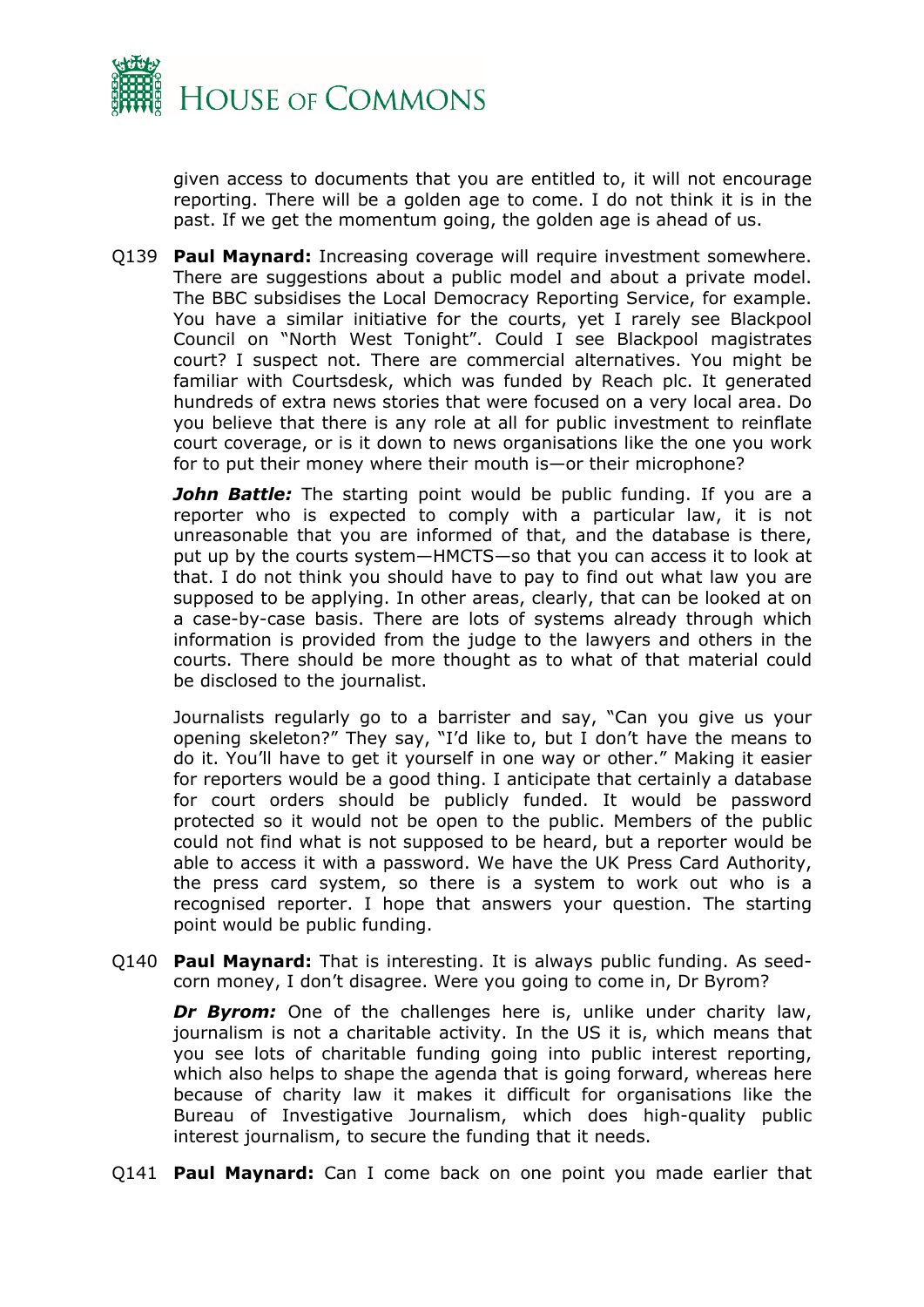given access to documents that you are entitled to, it will not encourage reporting. There will be a golden age to come. I do not think it is in the past. If we get the momentum going, the golden age is ahead of us.

Q139 **Paul Maynard:** Increasing coverage will require investment somewhere. There are suggestions about a public model and about a private model. The BBC subsidises the Local Democracy Reporting Service, for example. You have a similar initiative for the courts, yet I rarely see Blackpool Council on "North West Tonight". Could I see Blackpool magistrates court? I suspect not. There are commercial alternatives. You might be familiar with Courtsdesk, which was funded by Reach plc. It generated hundreds of extra news stories that were focused on a very local area. Do you believe that there is any role at all for public investment to reinflate court coverage, or is it down to news organisations like the one you work for to put their money where their mouth is—or their microphone?

***John Battle:*** The starting point would be public funding. If you are a reporter who is expected to comply with a particular law, it is not unreasonable that you are informed of that, and the database is there, put up by the courts system—HMCTS—so that you can access it to look at that. I do not think you should have to pay to find out what law you are supposed to be applying. In other areas, clearly, that can be looked at on a case-by-case basis. There are lots of systems already through which information is provided from the judge to the lawyers and others in the courts. There should be more thought as to what of that material could be disclosed to the journalist.

Journalists regularly go to a barrister and say, "Can you give us your opening skeleton?" They say, "I'd like to, but I don't have the means to do it. You'll have to get it yourself in one way or other." Making it easier for reporters would be a good thing. I anticipate that certainly a database for court orders should be publicly funded. It would be password protected so it would not be open to the public. Members of the public could not find what is not supposed to be heard, but a reporter would be able to access it with a password. We have the UK Press Card Authority, the press card system, so there is a system to work out who is a recognised reporter. I hope that answers your question. The starting point would be public funding.

Q140 **Paul Maynard:** That is interesting. It is always public funding. As seed-corn money, I don't disagree. Were you going to come in, Dr Byrom?

***Dr Byrom:*** One of the challenges here is, unlike under charity law, journalism is not a charitable activity. In the US it is, which means that you see lots of charitable funding going into public interest reporting, which also helps to shape the agenda that is going forward, whereas here because of charity law it makes it difficult for organisations like the Bureau of Investigative Journalism, which does high-quality public interest journalism, to secure the funding that it needs.

Q141 **Paul Maynard:** Can I come back on one point you made earlier that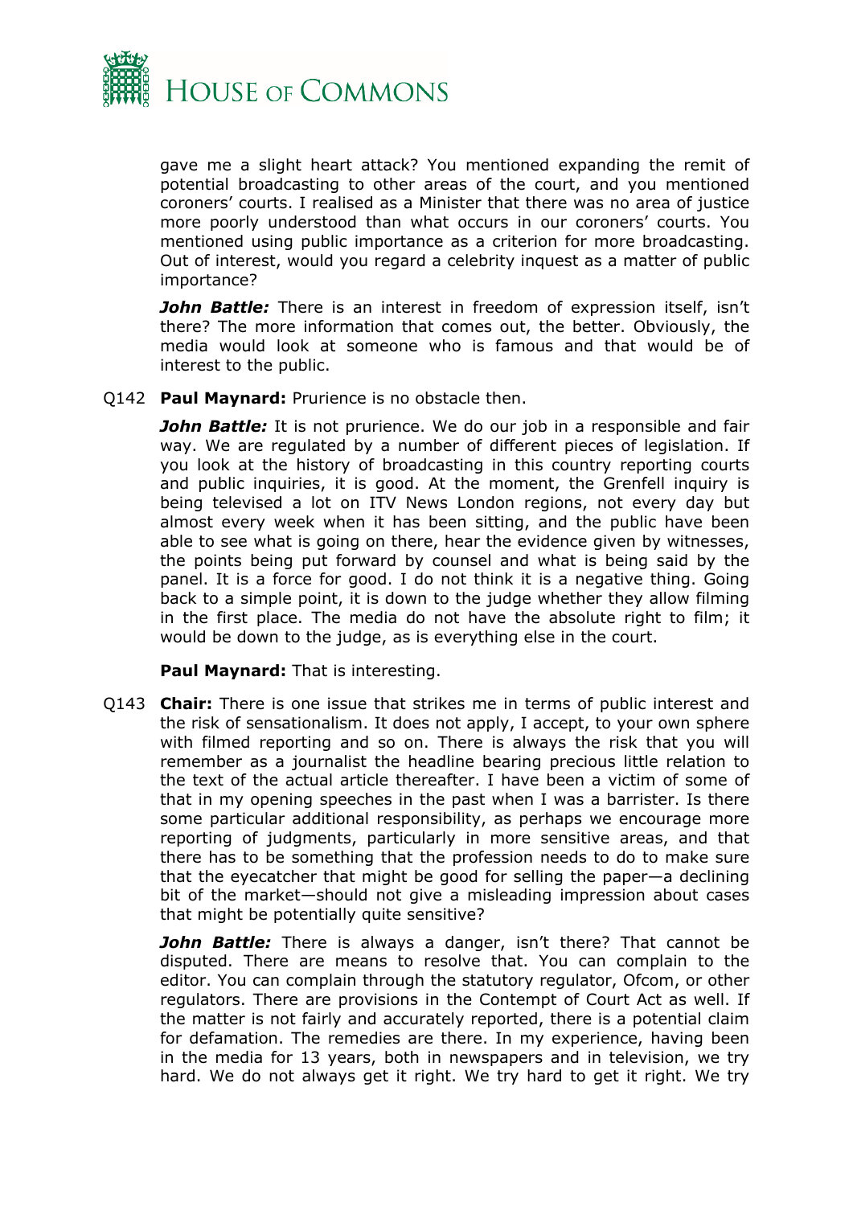gave me a slight heart attack? You mentioned expanding the remit of potential broadcasting to other areas of the court, and you mentioned coroners' courts. I realised as a Minister that there was no area of justice more poorly understood than what occurs in our coroners' courts. You mentioned using public importance as a criterion for more broadcasting. Out of interest, would you regard a celebrity inquest as a matter of public importance?

***John Battle:*** There is an interest in freedom of expression itself, isn't there? The more information that comes out, the better. Obviously, the media would look at someone who is famous and that would be of interest to the public.

Q142 **Paul Maynard:** Prurience is no obstacle then.

***John Battle:*** It is not prurience. We do our job in a responsible and fair way. We are regulated by a number of different pieces of legislation. If you look at the history of broadcasting in this country reporting courts and public inquiries, it is good. At the moment, the Grenfell inquiry is being televised a lot on ITV News London regions, not every day but almost every week when it has been sitting, and the public have been able to see what is going on there, hear the evidence given by witnesses, the points being put forward by counsel and what is being said by the panel. It is a force for good. I do not think it is a negative thing. Going back to a simple point, it is down to the judge whether they allow filming in the first place. The media do not have the absolute right to film; it would be down to the judge, as is everything else in the court.

**Paul Maynard:** That is interesting.

Q143 **Chair:** There is one issue that strikes me in terms of public interest and the risk of sensationalism. It does not apply, I accept, to your own sphere with filmed reporting and so on. There is always the risk that you will remember as a journalist the headline bearing precious little relation to the text of the actual article thereafter. I have been a victim of some of that in my opening speeches in the past when I was a barrister. Is there some particular additional responsibility, as perhaps we encourage more reporting of judgments, particularly in more sensitive areas, and that there has to be something that the profession needs to do to make sure that the eyecatcher that might be good for selling the paper—a declining bit of the market—should not give a misleading impression about cases that might be potentially quite sensitive?

***John Battle:*** There is always a danger, isn't there? That cannot be disputed. There are means to resolve that. You can complain to the editor. You can complain through the statutory regulator, Ofcom, or other regulators. There are provisions in the Contempt of Court Act as well. If the matter is not fairly and accurately reported, there is a potential claim for defamation. The remedies are there. In my experience, having been in the media for 13 years, both in newspapers and in television, we try hard. We do not always get it right. We try hard to get it right. We try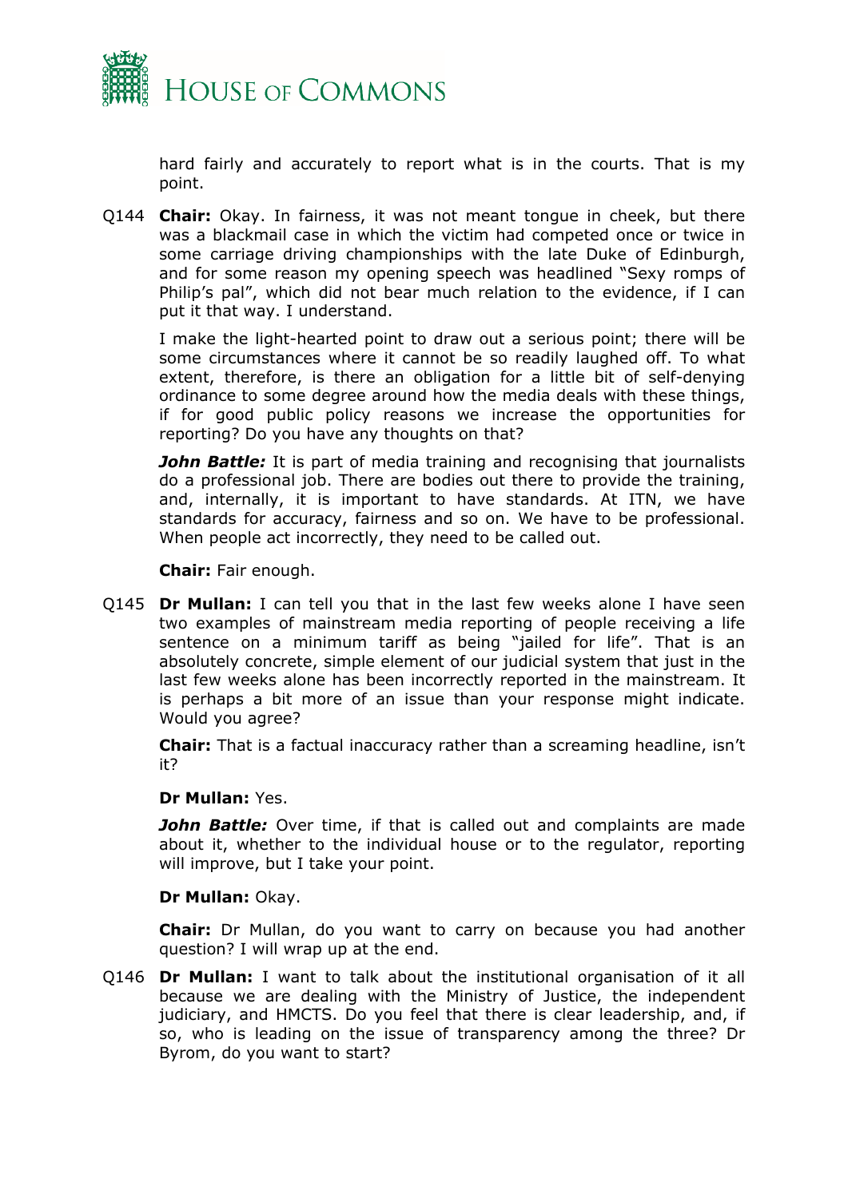hard fairly and accurately to report what is in the courts. That is my point.

Q144 **Chair:** Okay. In fairness, it was not meant tongue in cheek, but there was a blackmail case in which the victim had competed once or twice in some carriage driving championships with the late Duke of Edinburgh, and for some reason my opening speech was headlined "Sexy romps of Philip's pal", which did not bear much relation to the evidence, if I can put it that way. I understand.

I make the light-hearted point to draw out a serious point; there will be some circumstances where it cannot be so readily laughed off. To what extent, therefore, is there an obligation for a little bit of self-denying ordinance to some degree around how the media deals with these things, if for good public policy reasons we increase the opportunities for reporting? Do you have any thoughts on that?

***John Battle:*** It is part of media training and recognising that journalists do a professional job. There are bodies out there to provide the training, and, internally, it is important to have standards. At ITN, we have standards for accuracy, fairness and so on. We have to be professional. When people act incorrectly, they need to be called out.

**Chair:** Fair enough.

Q145 **Dr Mullan:** I can tell you that in the last few weeks alone I have seen two examples of mainstream media reporting of people receiving a life sentence on a minimum tariff as being "jailed for life". That is an absolutely concrete, simple element of our judicial system that just in the last few weeks alone has been incorrectly reported in the mainstream. It is perhaps a bit more of an issue than your response might indicate. Would you agree?

**Chair:** That is a factual inaccuracy rather than a screaming headline, isn't it?

**Dr Mullan:** Yes.

***John Battle:*** Over time, if that is called out and complaints are made about it, whether to the individual house or to the regulator, reporting will improve, but I take your point.

**Dr Mullan:** Okay.

**Chair:** Dr Mullan, do you want to carry on because you had another question? I will wrap up at the end.

Q146 **Dr Mullan:** I want to talk about the institutional organisation of it all because we are dealing with the Ministry of Justice, the independent judiciary, and HMCTS. Do you feel that there is clear leadership, and, if so, who is leading on the issue of transparency among the three? Dr Byrom, do you want to start?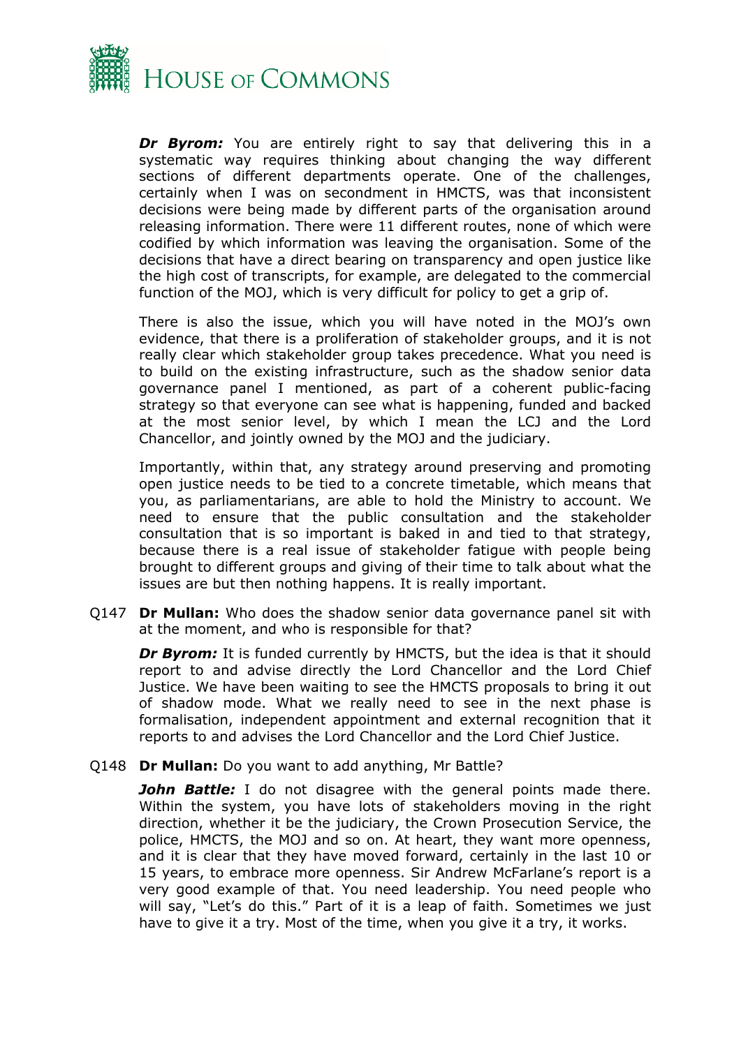***Dr Byrom:*** You are entirely right to say that delivering this in a systematic way requires thinking about changing the way different sections of different departments operate. One of the challenges, certainly when I was on secondment in HMCTS, was that inconsistent decisions were being made by different parts of the organisation around releasing information. There were 11 different routes, none of which were codified by which information was leaving the organisation. Some of the decisions that have a direct bearing on transparency and open justice like the high cost of transcripts, for example, are delegated to the commercial function of the MOJ, which is very difficult for policy to get a grip of.

There is also the issue, which you will have noted in the MOJ's own evidence, that there is a proliferation of stakeholder groups, and it is not really clear which stakeholder group takes precedence. What you need is to build on the existing infrastructure, such as the shadow senior data governance panel I mentioned, as part of a coherent public-facing strategy so that everyone can see what is happening, funded and backed at the most senior level, by which I mean the LCJ and the Lord Chancellor, and jointly owned by the MOJ and the judiciary.

Importantly, within that, any strategy around preserving and promoting open justice needs to be tied to a concrete timetable, which means that you, as parliamentarians, are able to hold the Ministry to account. We need to ensure that the public consultation and the stakeholder consultation that is so important is baked in and tied to that strategy, because there is a real issue of stakeholder fatigue with people being brought to different groups and giving of their time to talk about what the issues are but then nothing happens. It is really important.

Q147 **Dr Mullan:** Who does the shadow senior data governance panel sit with at the moment, and who is responsible for that?

***Dr Byrom:*** It is funded currently by HMCTS, but the idea is that it should report to and advise directly the Lord Chancellor and the Lord Chief Justice. We have been waiting to see the HMCTS proposals to bring it out of shadow mode. What we really need to see in the next phase is formalisation, independent appointment and external recognition that it reports to and advises the Lord Chancellor and the Lord Chief Justice.

Q148 **Dr Mullan:** Do you want to add anything, Mr Battle?

***John Battle:*** I do not disagree with the general points made there. Within the system, you have lots of stakeholders moving in the right direction, whether it be the judiciary, the Crown Prosecution Service, the police, HMCTS, the MOJ and so on. At heart, they want more openness, and it is clear that they have moved forward, certainly in the last 10 or 15 years, to embrace more openness. Sir Andrew McFarlane's report is a very good example of that. You need leadership. You need people who will say, "Let's do this." Part of it is a leap of faith. Sometimes we just have to give it a try. Most of the time, when you give it a try, it works.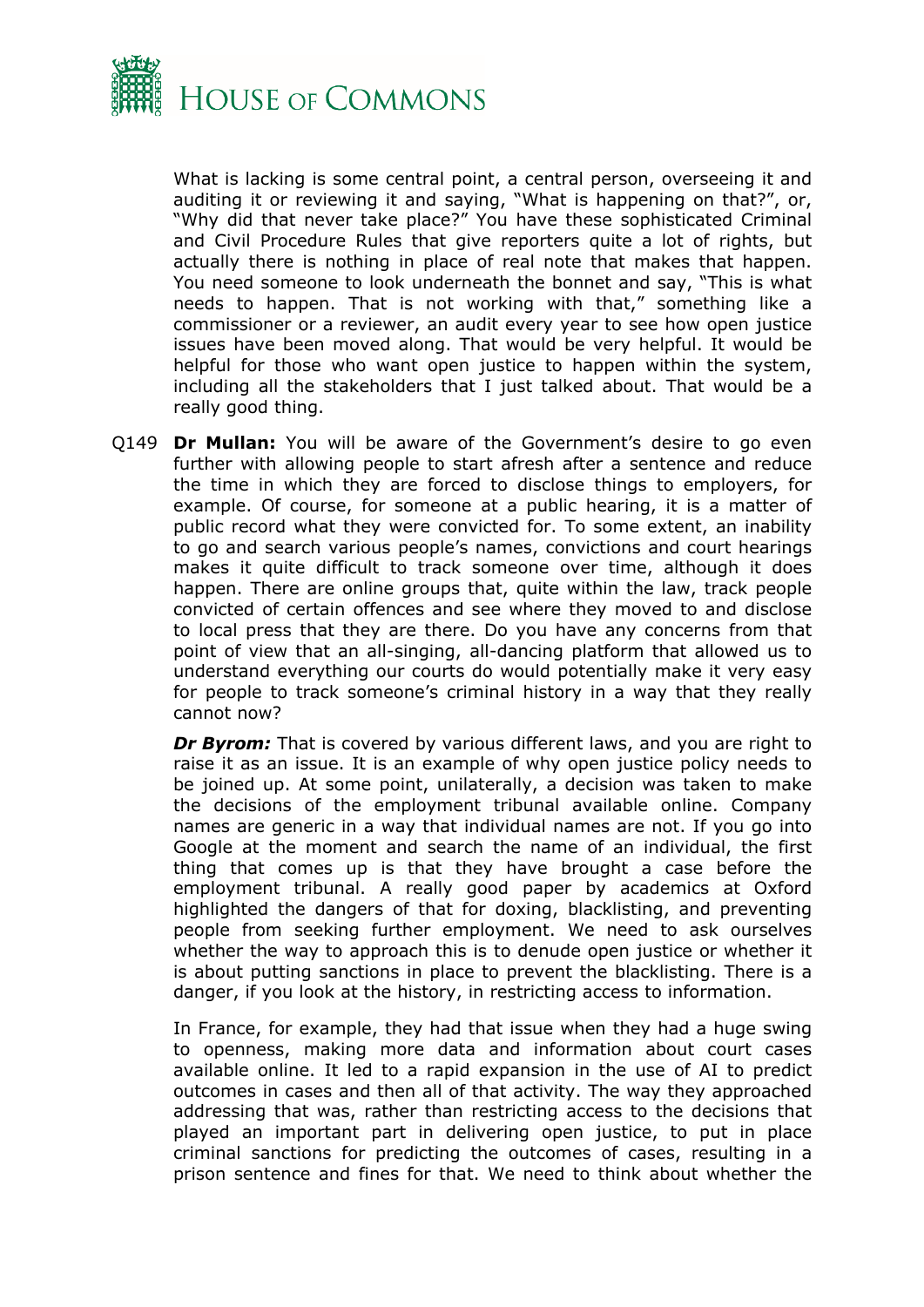What is lacking is some central point, a central person, overseeing it and auditing it or reviewing it and saying, "What is happening on that?", or, "Why did that never take place?" You have these sophisticated Criminal and Civil Procedure Rules that give reporters quite a lot of rights, but actually there is nothing in place of real note that makes that happen. You need someone to look underneath the bonnet and say, "This is what needs to happen. That is not working with that," something like a commissioner or a reviewer, an audit every year to see how open justice issues have been moved along. That would be very helpful. It would be helpful for those who want open justice to happen within the system, including all the stakeholders that I just talked about. That would be a really good thing.

Q149 **Dr Mullan:** You will be aware of the Government's desire to go even further with allowing people to start afresh after a sentence and reduce the time in which they are forced to disclose things to employers, for example. Of course, for someone at a public hearing, it is a matter of public record what they were convicted for. To some extent, an inability to go and search various people's names, convictions and court hearings makes it quite difficult to track someone over time, although it does happen. There are online groups that, quite within the law, track people convicted of certain offences and see where they moved to and disclose to local press that they are there. Do you have any concerns from that point of view that an all-singing, all-dancing platform that allowed us to understand everything our courts do would potentially make it very easy for people to track someone's criminal history in a way that they really cannot now?

***Dr Byrom:*** That is covered by various different laws, and you are right to raise it as an issue. It is an example of why open justice policy needs to be joined up. At some point, unilaterally, a decision was taken to make the decisions of the employment tribunal available online. Company names are generic in a way that individual names are not. If you go into Google at the moment and search the name of an individual, the first thing that comes up is that they have brought a case before the employment tribunal. A really good paper by academics at Oxford highlighted the dangers of that for doxing, blacklisting, and preventing people from seeking further employment. We need to ask ourselves whether the way to approach this is to denude open justice or whether it is about putting sanctions in place to prevent the blacklisting. There is a danger, if you look at the history, in restricting access to information.

In France, for example, they had that issue when they had a huge swing to openness, making more data and information about court cases available online. It led to a rapid expansion in the use of AI to predict outcomes in cases and then all of that activity. The way they approached addressing that was, rather than restricting access to the decisions that played an important part in delivering open justice, to put in place criminal sanctions for predicting the outcomes of cases, resulting in a prison sentence and fines for that. We need to think about whether the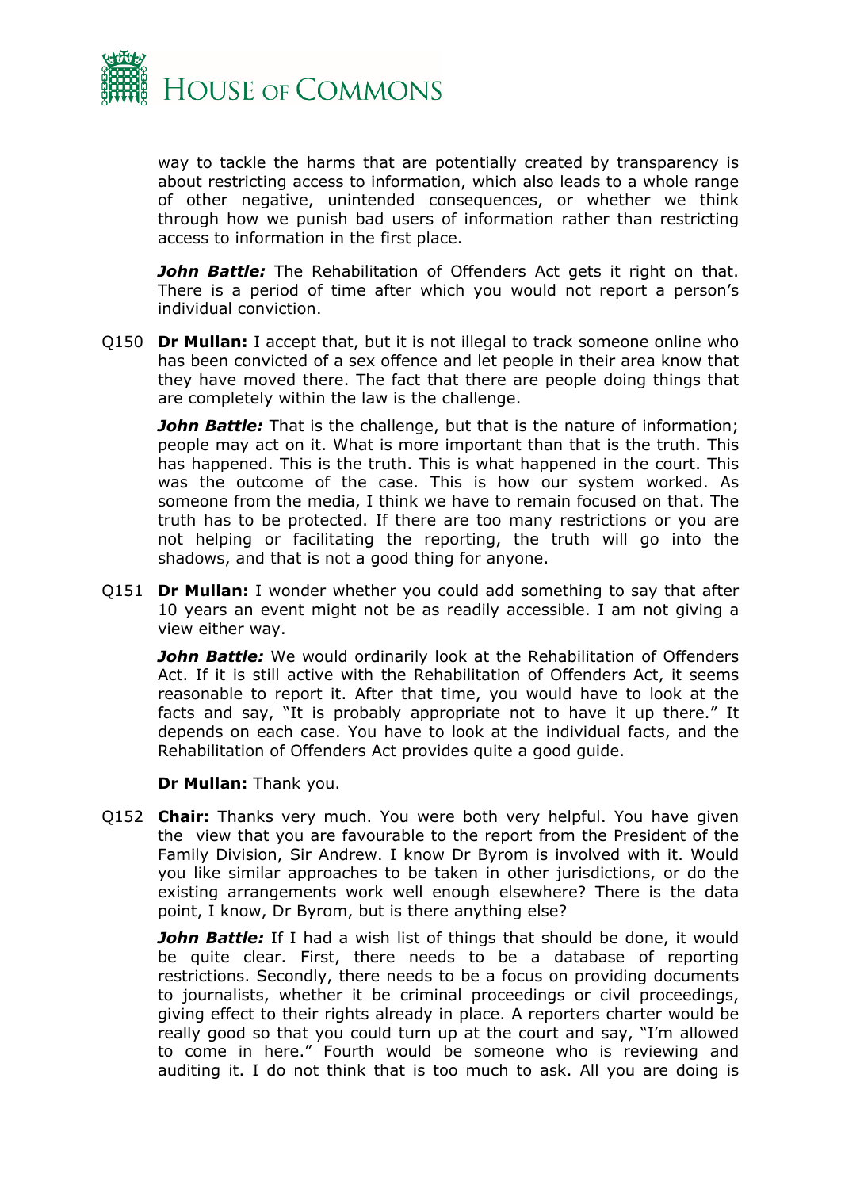way to tackle the harms that are potentially created by transparency is about restricting access to information, which also leads to a whole range of other negative, unintended consequences, or whether we think through how we punish bad users of information rather than restricting access to information in the first place.

***John Battle:*** The Rehabilitation of Offenders Act gets it right on that. There is a period of time after which you would not report a person's individual conviction.

Q150 **Dr Mullan:** I accept that, but it is not illegal to track someone online who has been convicted of a sex offence and let people in their area know that they have moved there. The fact that there are people doing things that are completely within the law is the challenge.

***John Battle:*** That is the challenge, but that is the nature of information; people may act on it. What is more important than that is the truth. This has happened. This is the truth. This is what happened in the court. This was the outcome of the case. This is how our system worked. As someone from the media, I think we have to remain focused on that. The truth has to be protected. If there are too many restrictions or you are not helping or facilitating the reporting, the truth will go into the shadows, and that is not a good thing for anyone.

Q151 **Dr Mullan:** I wonder whether you could add something to say that after 10 years an event might not be as readily accessible. I am not giving a view either way.

***John Battle:*** We would ordinarily look at the Rehabilitation of Offenders Act. If it is still active with the Rehabilitation of Offenders Act, it seems reasonable to report it. After that time, you would have to look at the facts and say, "It is probably appropriate not to have it up there." It depends on each case. You have to look at the individual facts, and the Rehabilitation of Offenders Act provides quite a good guide.

**Dr Mullan:** Thank you.

Q152 **Chair:** Thanks very much. You were both very helpful. You have given the view that you are favourable to the report from the President of the Family Division, Sir Andrew. I know Dr Byrom is involved with it. Would you like similar approaches to be taken in other jurisdictions, or do the existing arrangements work well enough elsewhere? There is the data point, I know, Dr Byrom, but is there anything else?

***John Battle:*** If I had a wish list of things that should be done, it would be quite clear. First, there needs to be a database of reporting restrictions. Secondly, there needs to be a focus on providing documents to journalists, whether it be criminal proceedings or civil proceedings, giving effect to their rights already in place. A reporters charter would be really good so that you could turn up at the court and say, "I'm allowed to come in here." Fourth would be someone who is reviewing and auditing it. I do not think that is too much to ask. All you are doing is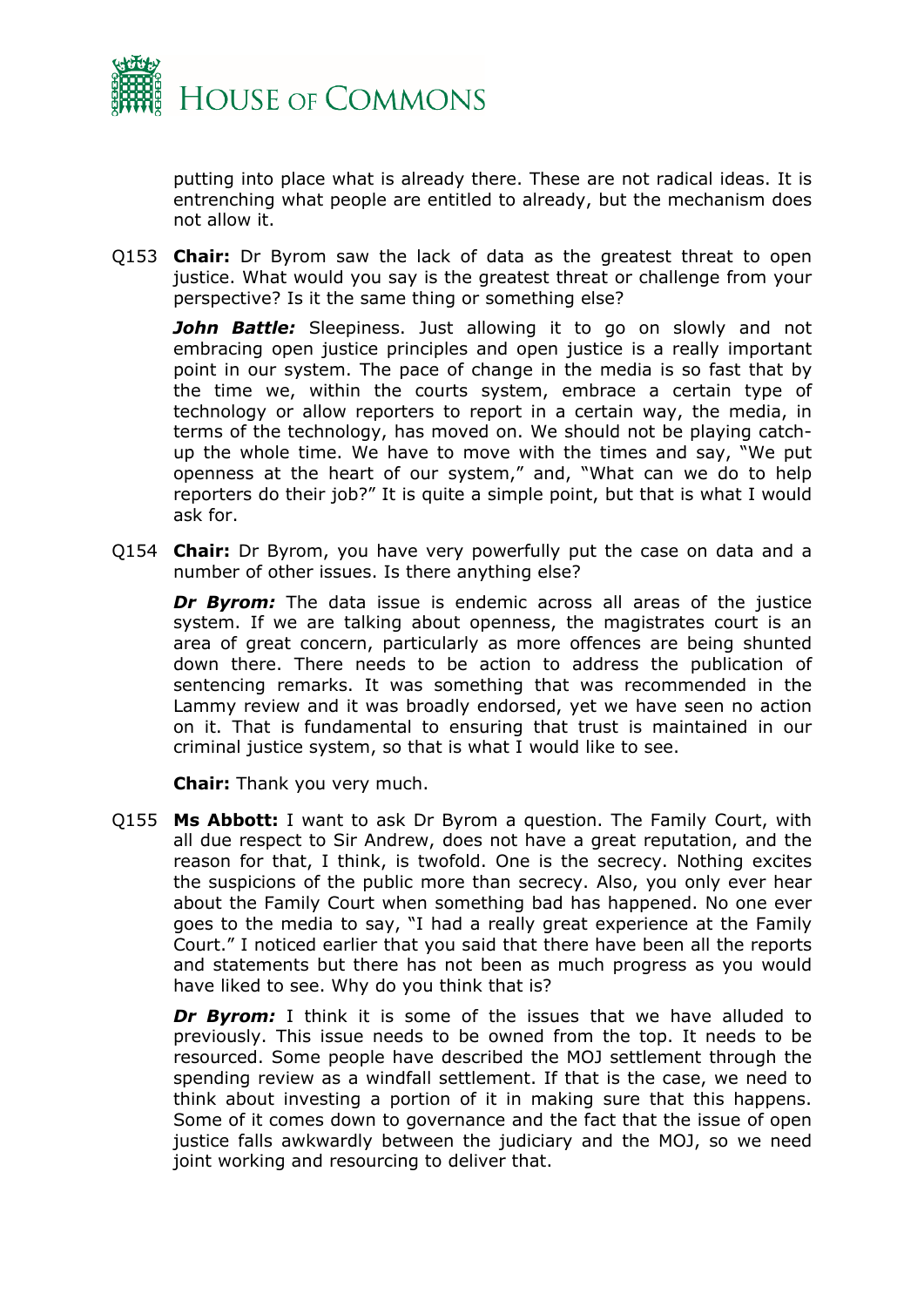putting into place what is already there. These are not radical ideas. It is entrenching what people are entitled to already, but the mechanism does not allow it.

Q153 **Chair:** Dr Byrom saw the lack of data as the greatest threat to open justice. What would you say is the greatest threat or challenge from your perspective? Is it the same thing or something else?

***John Battle:*** Sleepiness. Just allowing it to go on slowly and not embracing open justice principles and open justice is a really important point in our system. The pace of change in the media is so fast that by the time we, within the courts system, embrace a certain type of technology or allow reporters to report in a certain way, the media, in terms of the technology, has moved on. We should not be playing catch-up the whole time. We have to move with the times and say, "We put openness at the heart of our system," and, "What can we do to help reporters do their job?" It is quite a simple point, but that is what I would ask for.

Q154 **Chair:** Dr Byrom, you have very powerfully put the case on data and a number of other issues. Is there anything else?

***Dr Byrom:*** The data issue is endemic across all areas of the justice system. If we are talking about openness, the magistrates court is an area of great concern, particularly as more offences are being shunted down there. There needs to be action to address the publication of sentencing remarks. It was something that was recommended in the Lammy review and it was broadly endorsed, yet we have seen no action on it. That is fundamental to ensuring that trust is maintained in our criminal justice system, so that is what I would like to see.

**Chair:** Thank you very much.

Q155 **Ms Abbott:** I want to ask Dr Byrom a question. The Family Court, with all due respect to Sir Andrew, does not have a great reputation, and the reason for that, I think, is twofold. One is the secrecy. Nothing excites the suspicions of the public more than secrecy. Also, you only ever hear about the Family Court when something bad has happened. No one ever goes to the media to say, "I had a really great experience at the Family Court." I noticed earlier that you said that there have been all the reports and statements but there has not been as much progress as you would have liked to see. Why do you think that is?

***Dr Byrom:*** I think it is some of the issues that we have alluded to previously. This issue needs to be owned from the top. It needs to be resourced. Some people have described the MOJ settlement through the spending review as a windfall settlement. If that is the case, we need to think about investing a portion of it in making sure that this happens. Some of it comes down to governance and the fact that the issue of open justice falls awkwardly between the judiciary and the MOJ, so we need joint working and resourcing to deliver that.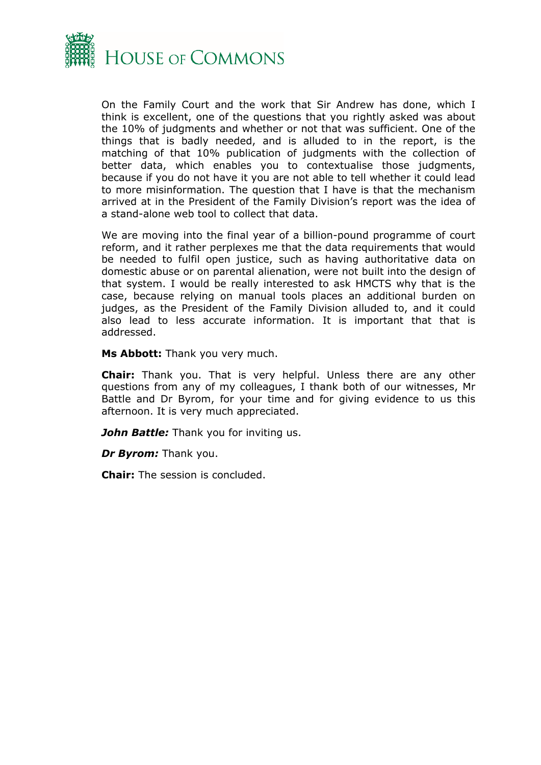On the Family Court and the work that Sir Andrew has done, which I think is excellent, one of the questions that you rightly asked was about the 10% of judgments and whether or not that was sufficient. One of the things that is badly needed, and is alluded to in the report, is the matching of that 10% publication of judgments with the collection of better data, which enables you to contextualise those judgments, because if you do not have it you are not able to tell whether it could lead to more misinformation. The question that I have is that the mechanism arrived at in the President of the Family Division's report was the idea of a stand-alone web tool to collect that data.

We are moving into the final year of a billion-pound programme of court reform, and it rather perplexes me that the data requirements that would be needed to fulfil open justice, such as having authoritative data on domestic abuse or on parental alienation, were not built into the design of that system. I would be really interested to ask HMCTS why that is the case, because relying on manual tools places an additional burden on judges, as the President of the Family Division alluded to, and it could also lead to less accurate information. It is important that that is addressed.

**Ms Abbott:** Thank you very much.

**Chair:** Thank you. That is very helpful. Unless there are any other questions from any of my colleagues, I thank both of our witnesses, Mr Battle and Dr Byrom, for your time and for giving evidence to us this afternoon. It is very much appreciated.

***John Battle:*** Thank you for inviting us.

***Dr Byrom:*** Thank you.

**Chair:** The session is concluded.